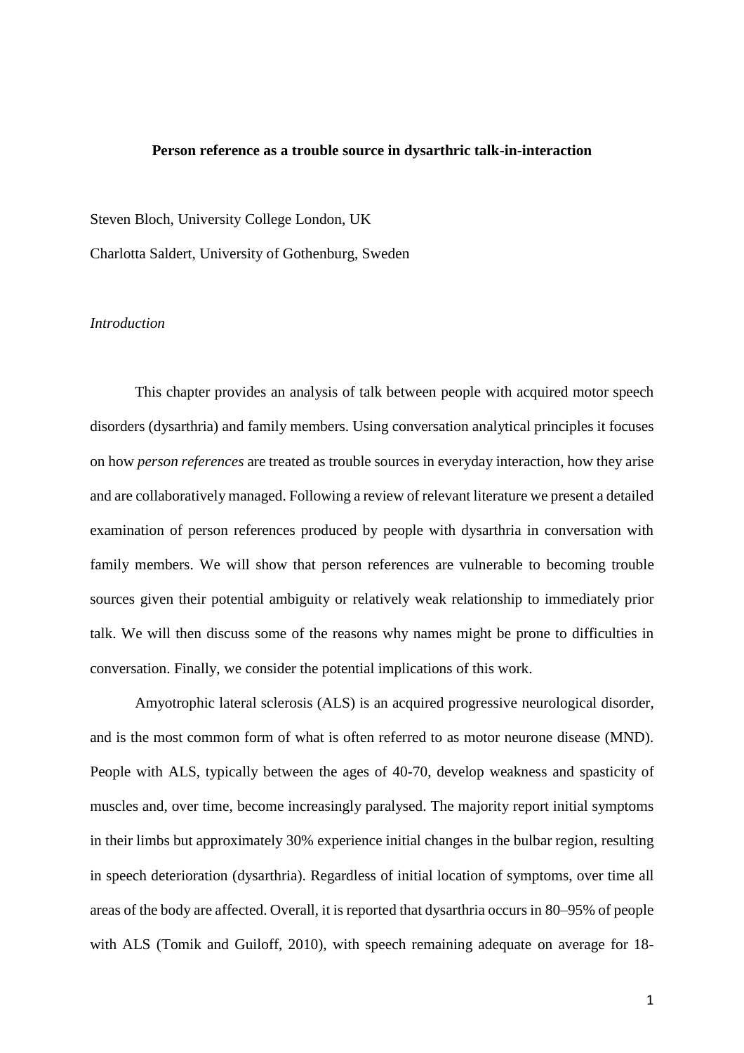**Person reference as a trouble source in dysarthric talk-in-interaction**

Steven Bloch, University College London, UK

Charlotta Saldert, University of Gothenburg, Sweden

*Introduction*

This chapter provides an analysis of talk between people with acquired motor speech disorders (dysarthria) and family members. Using conversation analytical principles it focuses on how *person references* are treated as trouble sources in everyday interaction, how they arise and are collaboratively managed. Following a review of relevant literature we present a detailed examination of person references produced by people with dysarthria in conversation with family members. We will show that person references are vulnerable to becoming trouble sources given their potential ambiguity or relatively weak relationship to immediately prior talk. We will then discuss some of the reasons why names might be prone to difficulties in conversation. Finally, we consider the potential implications of this work.

Amyotrophic lateral sclerosis (ALS) is an acquired progressive neurological disorder, and is the most common form of what is often referred to as motor neurone disease (MND). People with ALS, typically between the ages of 40-70, develop weakness and spasticity of muscles and, over time, become increasingly paralysed. The majority report initial symptoms in their limbs but approximately 30% experience initial changes in the bulbar region, resulting in speech deterioration (dysarthria). Regardless of initial location of symptoms, over time all areas of the body are affected. Overall, it is reported that dysarthria occurs in 80–95% of people with ALS (Tomik and Guiloff, 2010), with speech remaining adequate on average for 18-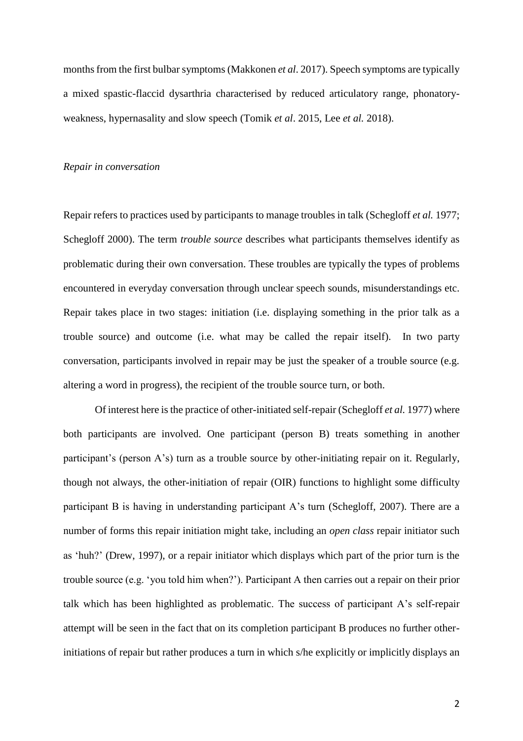months from the first bulbar symptoms (Makkonen *et al*. 2017). Speech symptoms are typically a mixed spastic-flaccid dysarthria characterised by reduced articulatory range, phonatory-weakness, hypernasality and slow speech (Tomik *et al*. 2015, Lee *et al.* 2018).

*Repair in conversation*

Repair refers to practices used by participants to manage troubles in talk (Schegloff *et al.* 1977; Schegloff 2000). The term *trouble source* describes what participants themselves identify as problematic during their own conversation. These troubles are typically the types of problems encountered in everyday conversation through unclear speech sounds, misunderstandings etc. Repair takes place in two stages: initiation (i.e. displaying something in the prior talk as a trouble source) and outcome (i.e. what may be called the repair itself). In two party conversation, participants involved in repair may be just the speaker of a trouble source (e.g. altering a word in progress), the recipient of the trouble source turn, or both.

Of interest here is the practice of other-initiated self-repair (Schegloff *et al.* 1977) where both participants are involved. One participant (person B) treats something in another participant's (person A's) turn as a trouble source by other-initiating repair on it. Regularly, though not always, the other-initiation of repair (OIR) functions to highlight some difficulty participant B is having in understanding participant A's turn (Schegloff, 2007). There are a number of forms this repair initiation might take, including an *open class* repair initiator such as 'huh?' (Drew, 1997), or a repair initiator which displays which part of the prior turn is the trouble source (e.g. 'you told him when?'). Participant A then carries out a repair on their prior talk which has been highlighted as problematic. The success of participant A's self-repair attempt will be seen in the fact that on its completion participant B produces no further other-initiations of repair but rather produces a turn in which s/he explicitly or implicitly displays an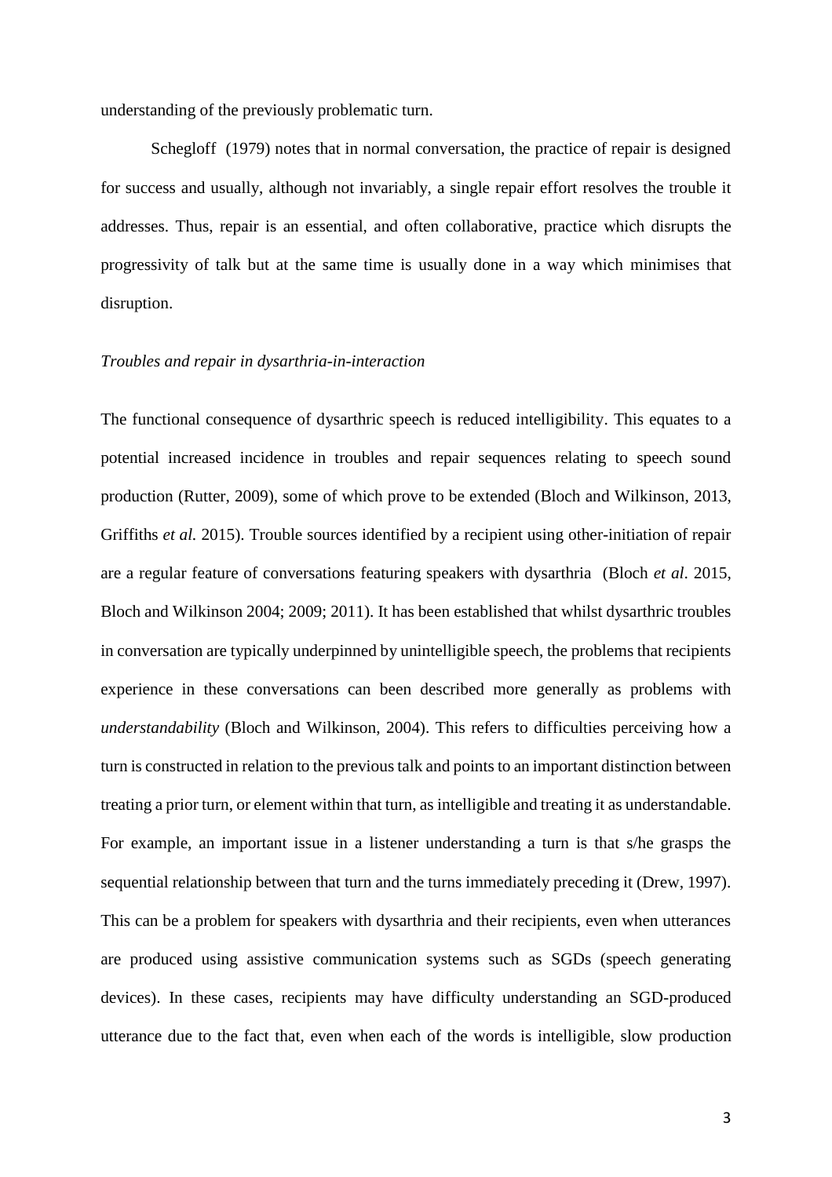understanding of the previously problematic turn.

Schegloff (1979) notes that in normal conversation, the practice of repair is designed for success and usually, although not invariably, a single repair effort resolves the trouble it addresses. Thus, repair is an essential, and often collaborative, practice which disrupts the progressivity of talk but at the same time is usually done in a way which minimises that disruption.

*Troubles and repair in dysarthria-in-interaction*

The functional consequence of dysarthric speech is reduced intelligibility. This equates to a potential increased incidence in troubles and repair sequences relating to speech sound production (Rutter, 2009), some of which prove to be extended (Bloch and Wilkinson, 2013, Griffiths *et al.* 2015). Trouble sources identified by a recipient using other-initiation of repair are a regular feature of conversations featuring speakers with dysarthria (Bloch *et al*. 2015, Bloch and Wilkinson 2004; 2009; 2011). It has been established that whilst dysarthric troubles in conversation are typically underpinned by unintelligible speech, the problems that recipients experience in these conversations can been described more generally as problems with *understandability* (Bloch and Wilkinson, 2004). This refers to difficulties perceiving how a turn is constructed in relation to the previous talk and points to an important distinction between treating a prior turn, or element within that turn, as intelligible and treating it as understandable. For example, an important issue in a listener understanding a turn is that s/he grasps the sequential relationship between that turn and the turns immediately preceding it (Drew, 1997). This can be a problem for speakers with dysarthria and their recipients, even when utterances are produced using assistive communication systems such as SGDs (speech generating devices). In these cases, recipients may have difficulty understanding an SGD-produced utterance due to the fact that, even when each of the words is intelligible, slow production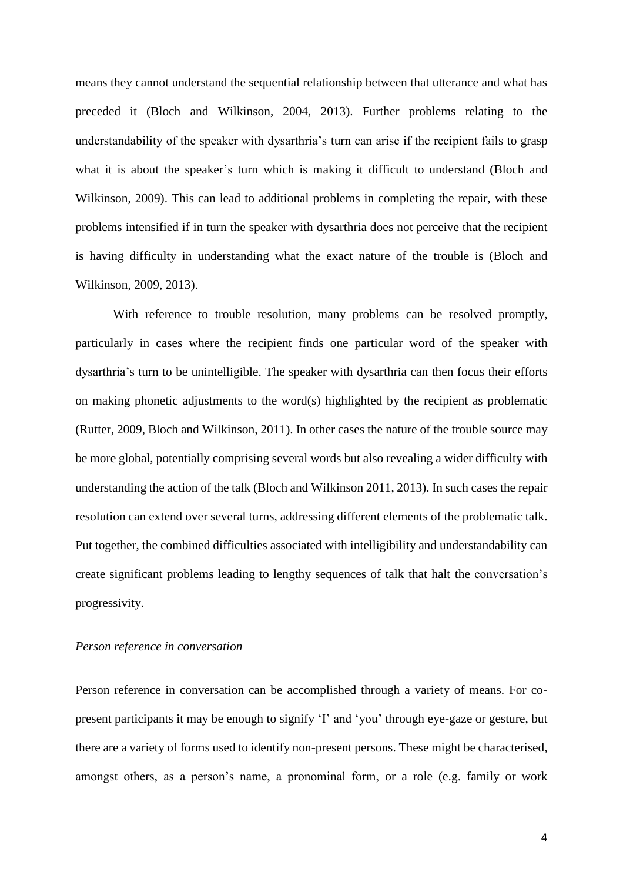means they cannot understand the sequential relationship between that utterance and what has preceded it (Bloch and Wilkinson, 2004, 2013). Further problems relating to the understandability of the speaker with dysarthria's turn can arise if the recipient fails to grasp what it is about the speaker's turn which is making it difficult to understand (Bloch and Wilkinson, 2009). This can lead to additional problems in completing the repair, with these problems intensified if in turn the speaker with dysarthria does not perceive that the recipient is having difficulty in understanding what the exact nature of the trouble is (Bloch and Wilkinson, 2009, 2013).

With reference to trouble resolution, many problems can be resolved promptly, particularly in cases where the recipient finds one particular word of the speaker with dysarthria's turn to be unintelligible. The speaker with dysarthria can then focus their efforts on making phonetic adjustments to the word(s) highlighted by the recipient as problematic (Rutter, 2009, Bloch and Wilkinson, 2011). In other cases the nature of the trouble source may be more global, potentially comprising several words but also revealing a wider difficulty with understanding the action of the talk (Bloch and Wilkinson 2011, 2013). In such cases the repair resolution can extend over several turns, addressing different elements of the problematic talk. Put together, the combined difficulties associated with intelligibility and understandability can create significant problems leading to lengthy sequences of talk that halt the conversation's progressivity.

*Person reference in conversation*

Person reference in conversation can be accomplished through a variety of means. For co-present participants it may be enough to signify 'I' and 'you' through eye-gaze or gesture, but there are a variety of forms used to identify non-present persons. These might be characterised, amongst others, as a person's name, a pronominal form, or a role (e.g. family or work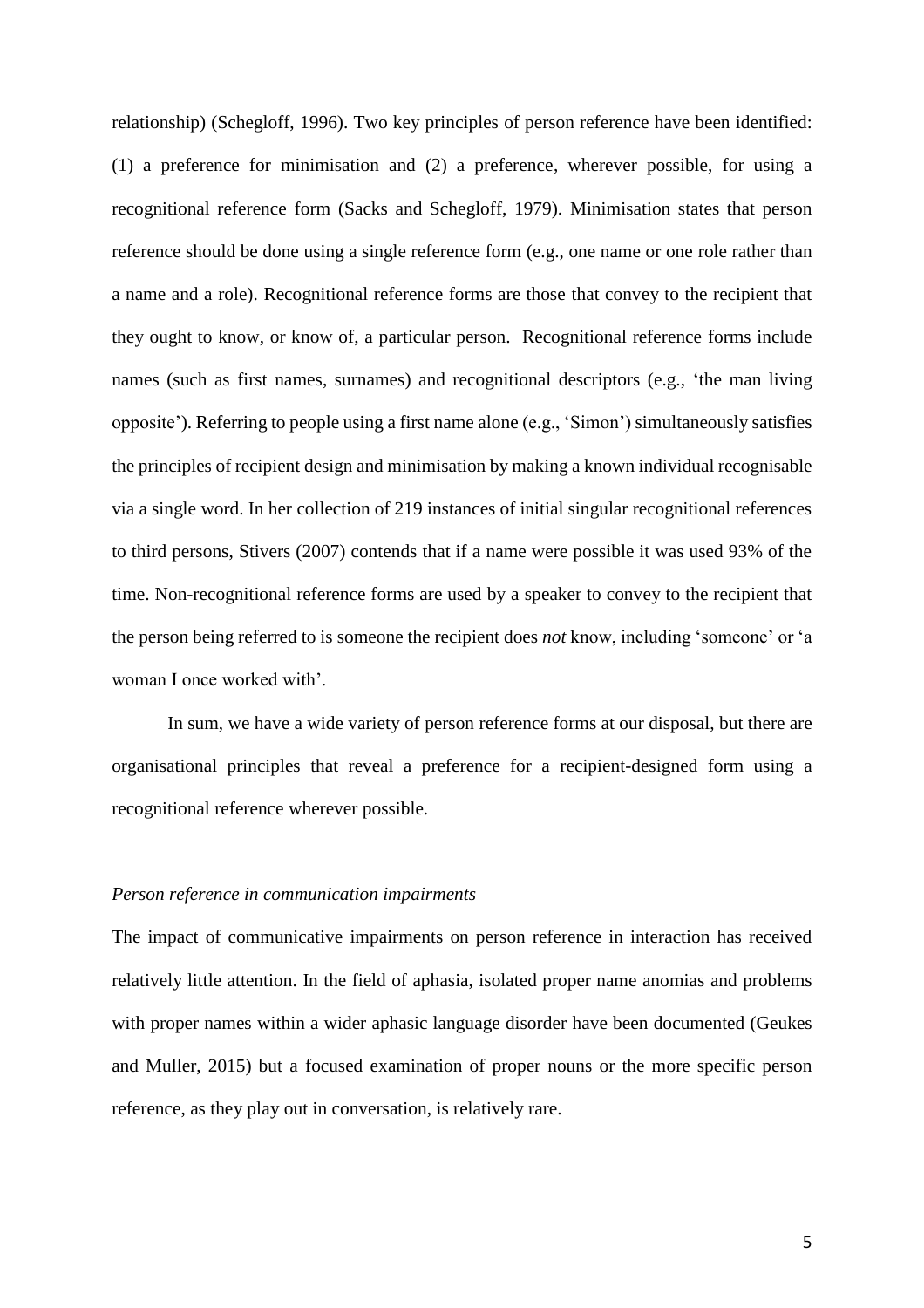relationship) (Schegloff, 1996). Two key principles of person reference have been identified: (1) a preference for minimisation and (2) a preference, wherever possible, for using a recognitional reference form (Sacks and Schegloff, 1979). Minimisation states that person reference should be done using a single reference form (e.g., one name or one role rather than a name and a role). Recognitional reference forms are those that convey to the recipient that they ought to know, or know of, a particular person. Recognitional reference forms include names (such as first names, surnames) and recognitional descriptors (e.g., 'the man living opposite'). Referring to people using a first name alone (e.g., 'Simon') simultaneously satisfies the principles of recipient design and minimisation by making a known individual recognisable via a single word. In her collection of 219 instances of initial singular recognitional references to third persons, Stivers (2007) contends that if a name were possible it was used 93% of the time. Non-recognitional reference forms are used by a speaker to convey to the recipient that the person being referred to is someone the recipient does *not* know, including 'someone' or 'a woman I once worked with'.

In sum, we have a wide variety of person reference forms at our disposal, but there are organisational principles that reveal a preference for a recipient-designed form using a recognitional reference wherever possible.

### *Person reference in communication impairments*

The impact of communicative impairments on person reference in interaction has received relatively little attention. In the field of aphasia, isolated proper name anomias and problems with proper names within a wider aphasic language disorder have been documented (Geukes and Muller, 2015) but a focused examination of proper nouns or the more specific person reference, as they play out in conversation, is relatively rare.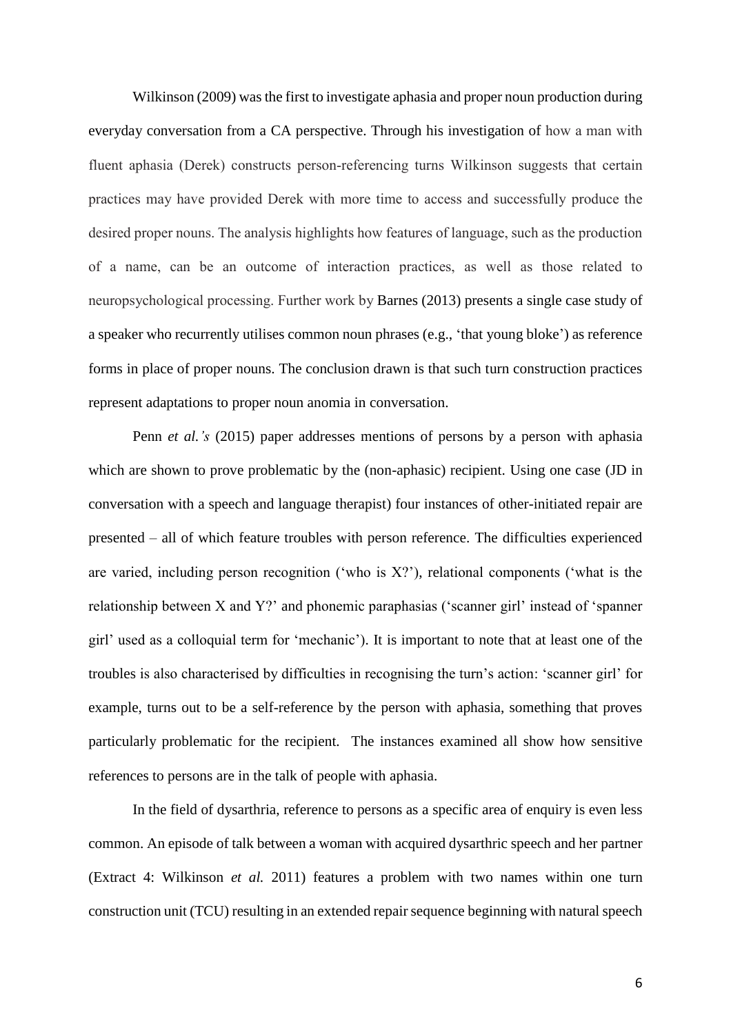Wilkinson (2009) was the first to investigate aphasia and proper noun production during everyday conversation from a CA perspective. Through his investigation of how a man with fluent aphasia (Derek) constructs person-referencing turns Wilkinson suggests that certain practices may have provided Derek with more time to access and successfully produce the desired proper nouns. The analysis highlights how features of language, such as the production of a name, can be an outcome of interaction practices, as well as those related to neuropsychological processing. Further work by Barnes (2013) presents a single case study of a speaker who recurrently utilises common noun phrases (e.g., 'that young bloke') as reference forms in place of proper nouns. The conclusion drawn is that such turn construction practices represent adaptations to proper noun anomia in conversation.

Penn *et al.'s* (2015) paper addresses mentions of persons by a person with aphasia which are shown to prove problematic by the (non-aphasic) recipient. Using one case (JD in conversation with a speech and language therapist) four instances of other-initiated repair are presented – all of which feature troubles with person reference. The difficulties experienced are varied, including person recognition ('who is X?'), relational components ('what is the relationship between X and Y?' and phonemic paraphasias ('scanner girl' instead of 'spanner girl' used as a colloquial term for 'mechanic'). It is important to note that at least one of the troubles is also characterised by difficulties in recognising the turn's action: 'scanner girl' for example, turns out to be a self-reference by the person with aphasia, something that proves particularly problematic for the recipient. The instances examined all show how sensitive references to persons are in the talk of people with aphasia.

In the field of dysarthria, reference to persons as a specific area of enquiry is even less common. An episode of talk between a woman with acquired dysarthric speech and her partner (Extract 4: Wilkinson *et al.* 2011) features a problem with two names within one turn construction unit (TCU) resulting in an extended repair sequence beginning with natural speech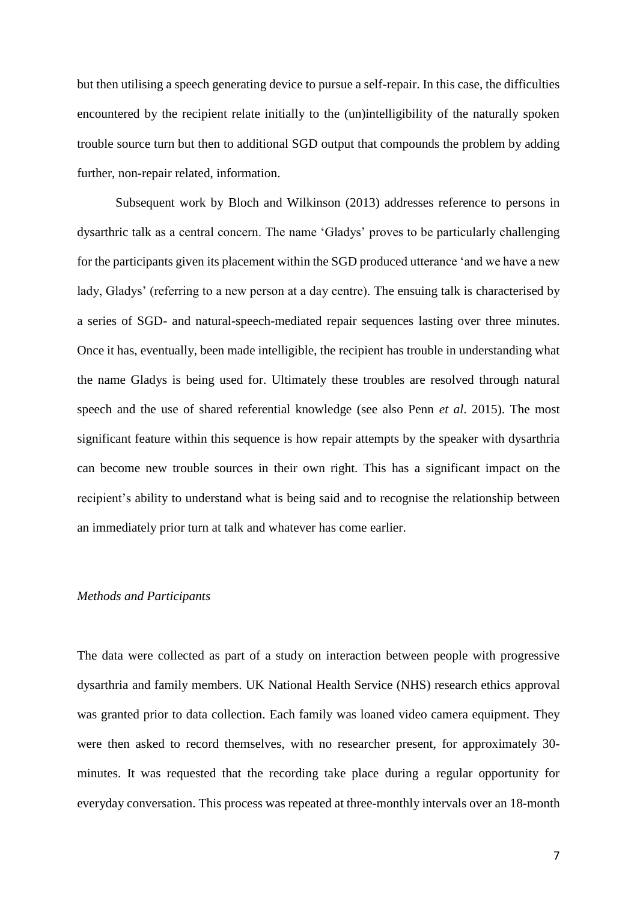but then utilising a speech generating device to pursue a self-repair. In this case, the difficulties encountered by the recipient relate initially to the (un)intelligibility of the naturally spoken trouble source turn but then to additional SGD output that compounds the problem by adding further, non-repair related, information.

Subsequent work by Bloch and Wilkinson (2013) addresses reference to persons in dysarthric talk as a central concern. The name 'Gladys' proves to be particularly challenging for the participants given its placement within the SGD produced utterance 'and we have a new lady, Gladys' (referring to a new person at a day centre). The ensuing talk is characterised by a series of SGD- and natural-speech-mediated repair sequences lasting over three minutes. Once it has, eventually, been made intelligible, the recipient has trouble in understanding what the name Gladys is being used for. Ultimately these troubles are resolved through natural speech and the use of shared referential knowledge (see also Penn *et al*. 2015). The most significant feature within this sequence is how repair attempts by the speaker with dysarthria can become new trouble sources in their own right. This has a significant impact on the recipient's ability to understand what is being said and to recognise the relationship between an immediately prior turn at talk and whatever has come earlier.

*Methods and Participants*

The data were collected as part of a study on interaction between people with progressive dysarthria and family members. UK National Health Service (NHS) research ethics approval was granted prior to data collection. Each family was loaned video camera equipment. They were then asked to record themselves, with no researcher present, for approximately 30-minutes. It was requested that the recording take place during a regular opportunity for everyday conversation. This process was repeated at three-monthly intervals over an 18-month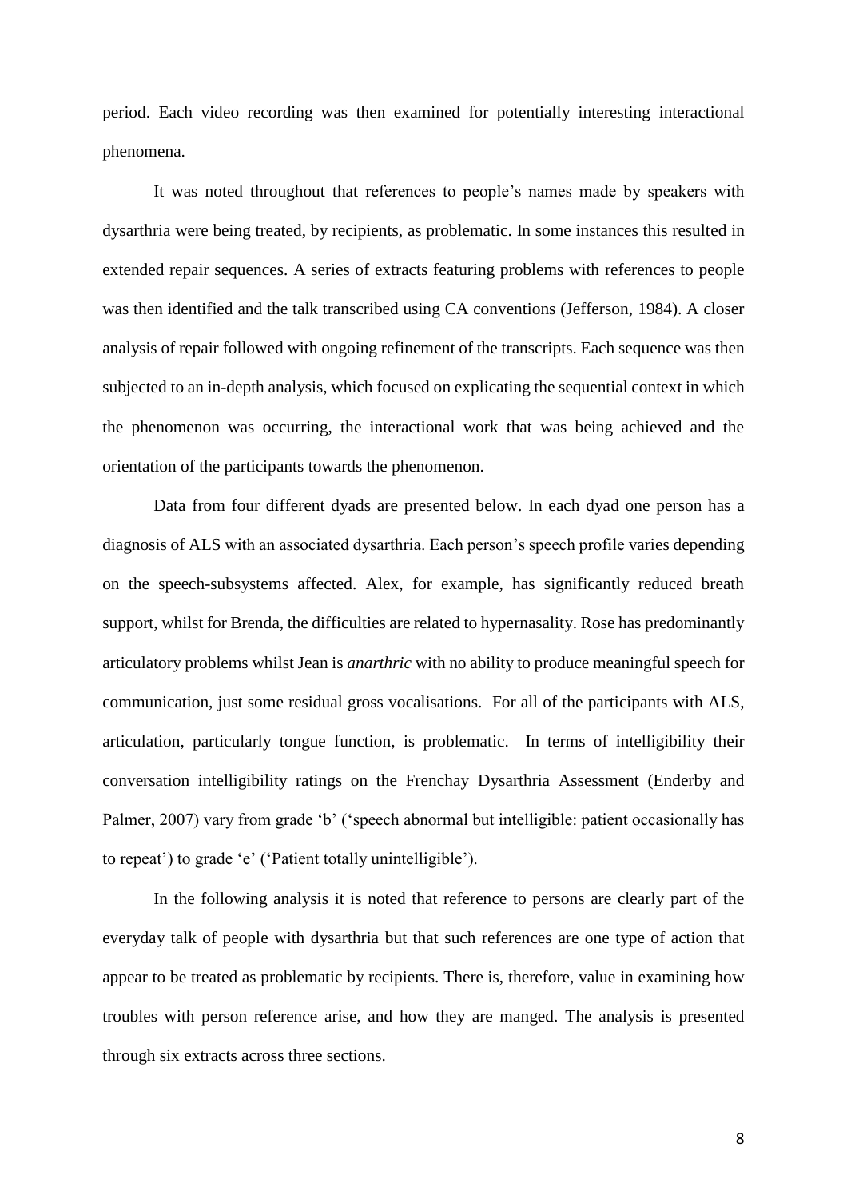period. Each video recording was then examined for potentially interesting interactional phenomena.

It was noted throughout that references to people's names made by speakers with dysarthria were being treated, by recipients, as problematic. In some instances this resulted in extended repair sequences. A series of extracts featuring problems with references to people was then identified and the talk transcribed using CA conventions (Jefferson, 1984). A closer analysis of repair followed with ongoing refinement of the transcripts. Each sequence was then subjected to an in-depth analysis, which focused on explicating the sequential context in which the phenomenon was occurring, the interactional work that was being achieved and the orientation of the participants towards the phenomenon.

Data from four different dyads are presented below. In each dyad one person has a diagnosis of ALS with an associated dysarthria. Each person's speech profile varies depending on the speech-subsystems affected. Alex, for example, has significantly reduced breath support, whilst for Brenda, the difficulties are related to hypernasality. Rose has predominantly articulatory problems whilst Jean is *anarthric* with no ability to produce meaningful speech for communication, just some residual gross vocalisations. For all of the participants with ALS, articulation, particularly tongue function, is problematic. In terms of intelligibility their conversation intelligibility ratings on the Frenchay Dysarthria Assessment (Enderby and Palmer, 2007) vary from grade 'b' ('speech abnormal but intelligible: patient occasionally has to repeat') to grade 'e' ('Patient totally unintelligible').

In the following analysis it is noted that reference to persons are clearly part of the everyday talk of people with dysarthria but that such references are one type of action that appear to be treated as problematic by recipients. There is, therefore, value in examining how troubles with person reference arise, and how they are manged. The analysis is presented through six extracts across three sections.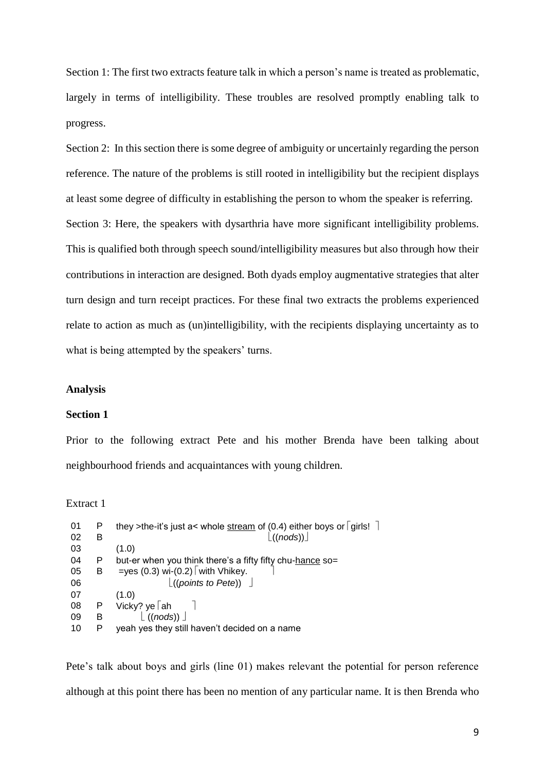Section 1: The first two extracts feature talk in which a person's name is treated as problematic, largely in terms of intelligibility. These troubles are resolved promptly enabling talk to progress.

Section 2: In this section there is some degree of ambiguity or uncertainly regarding the person reference. The nature of the problems is still rooted in intelligibility but the recipient displays at least some degree of difficulty in establishing the person to whom the speaker is referring.

Section 3: Here, the speakers with dysarthria have more significant intelligibility problems. This is qualified both through speech sound/intelligibility measures but also through how their contributions in interaction are designed. Both dyads employ augmentative strategies that alter turn design and turn receipt practices. For these final two extracts the problems experienced relate to action as much as (un)intelligibility, with the recipients displaying uncertainty as to what is being attempted by the speakers' turns.

## Analysis

### Section 1

Prior to the following extract Pete and his mother Brenda have been talking about neighbourhood friends and acquaintances with young children.

Extract 1

```
01   P    they >the-it's just a< whole stream of (0.4) either boys or⌈girls!  ⌉
02   B                                                               ⌊((nods))⌋
03        (1.0)
04   P    but-er when you think there's a fifty fifty chu-hance so=
05   B    =yes (0.3) wi-(0.2)⌈with Vhikey.       ⌉
06                           ⌊((points to Pete)) ⌋
07        (1.0)
08   P    Vicky? ye⌈ah      ⌉
09   B             ⌊((nods))⌋
10   P    yeah yes they still haven't decided on a name
```

Pete's talk about boys and girls (line 01) makes relevant the potential for person reference although at this point there has been no mention of any particular name. It is then Brenda who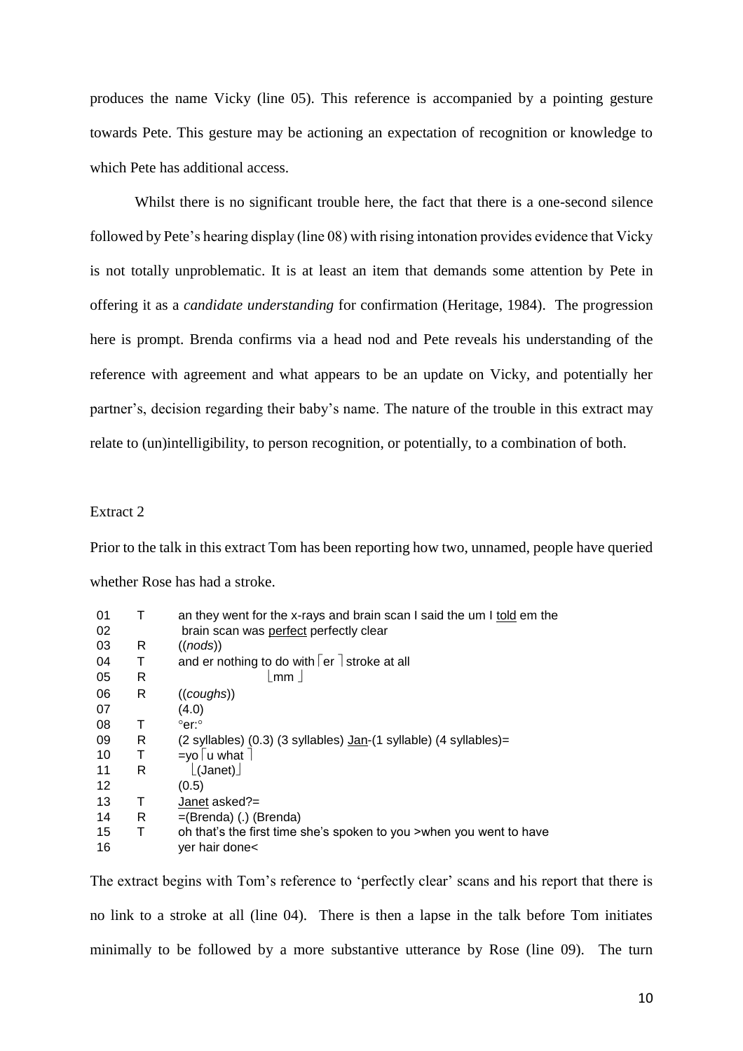produces the name Vicky (line 05). This reference is accompanied by a pointing gesture towards Pete. This gesture may be actioning an expectation of recognition or knowledge to which Pete has additional access.

Whilst there is no significant trouble here, the fact that there is a one-second silence followed by Pete's hearing display (line 08) with rising intonation provides evidence that Vicky is not totally unproblematic. It is at least an item that demands some attention by Pete in offering it as a *candidate understanding* for confirmation (Heritage, 1984). The progression here is prompt. Brenda confirms via a head nod and Pete reveals his understanding of the reference with agreement and what appears to be an update on Vicky, and potentially her partner's, decision regarding their baby's name. The nature of the trouble in this extract may relate to (un)intelligibility, to person recognition, or potentially, to a combination of both.

Extract 2

Prior to the talk in this extract Tom has been reporting how two, unnamed, people have queried whether Rose has had a stroke.

```
01   T   an they went for the x-rays and brain scan I said the um I told em the
02       brain scan was perfect perfectly clear
03   R   ((nods))
04   T   and er nothing to do with ⌈er ⌉ stroke at all
05   R                             ⌊mm ⌋
06   R   ((coughs))
07       (4.0)
08   T   °er:°
09   R   (2 syllables) (0.3) (3 syllables) Jan-(1 syllable) (4 syllables)=
10   T   =yo⌈u what ⌉
11   R      ⌊(Janet)⌋
12       (0.5)
13   T   Janet asked?=
14   R   =(Brenda) (.) (Brenda)
15   T   oh that's the first time she's spoken to you >when you went to have
16       yer hair done<
```

The extract begins with Tom's reference to 'perfectly clear' scans and his report that there is no link to a stroke at all (line 04). There is then a lapse in the talk before Tom initiates minimally to be followed by a more substantive utterance by Rose (line 09). The turn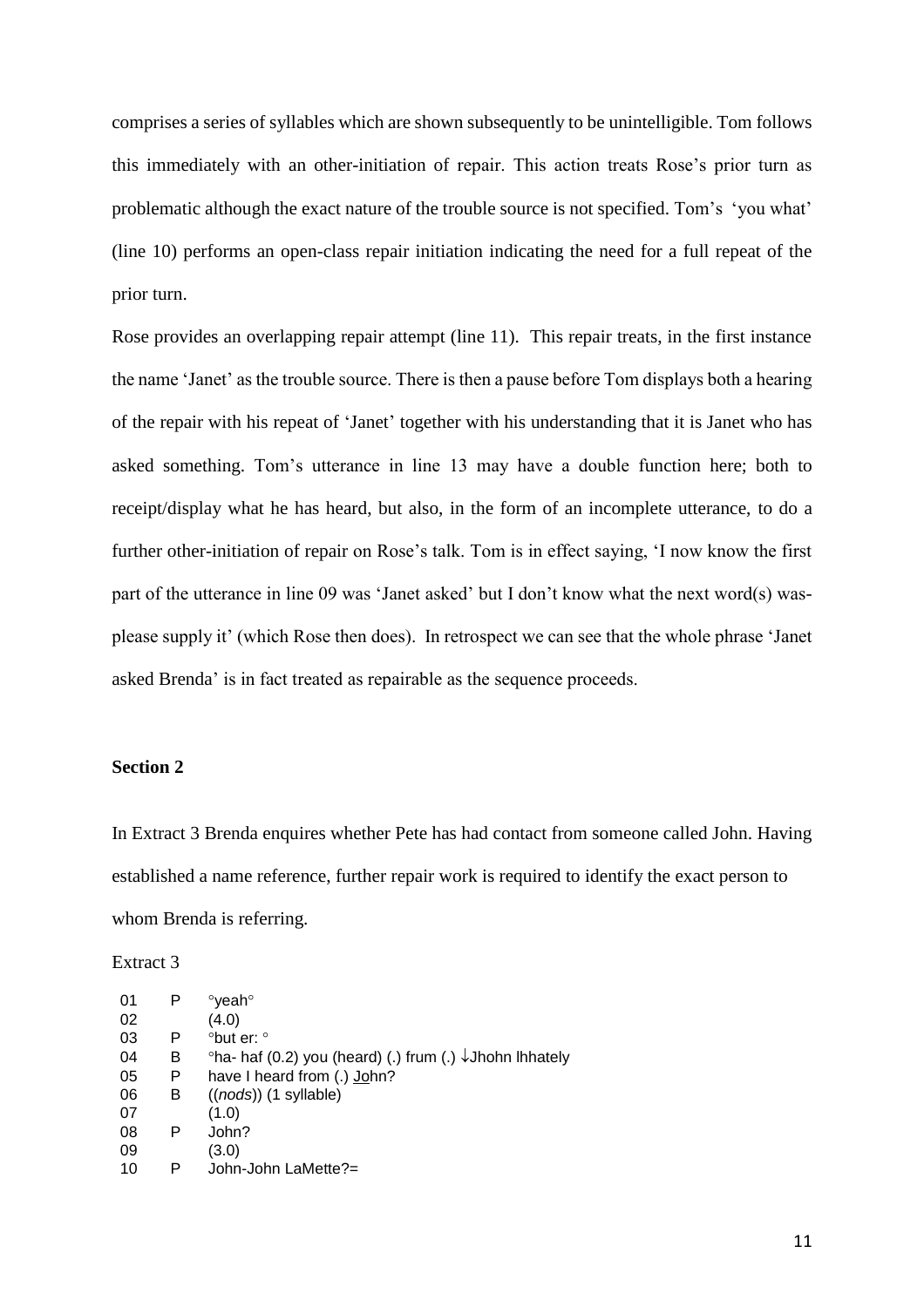comprises a series of syllables which are shown subsequently to be unintelligible. Tom follows this immediately with an other-initiation of repair. This action treats Rose's prior turn as problematic although the exact nature of the trouble source is not specified. Tom's 'you what' (line 10) performs an open-class repair initiation indicating the need for a full repeat of the prior turn.

Rose provides an overlapping repair attempt (line 11). This repair treats, in the first instance the name 'Janet' as the trouble source. There is then a pause before Tom displays both a hearing of the repair with his repeat of 'Janet' together with his understanding that it is Janet who has asked something. Tom's utterance in line 13 may have a double function here; both to receipt/display what he has heard, but also, in the form of an incomplete utterance, to do a further other-initiation of repair on Rose's talk. Tom is in effect saying, 'I now know the first part of the utterance in line 09 was 'Janet asked' but I don't know what the next word(s) was- please supply it' (which Rose then does). In retrospect we can see that the whole phrase 'Janet asked Brenda' is in fact treated as repairable as the sequence proceeds.

**Section 2**

In Extract 3 Brenda enquires whether Pete has had contact from someone called John. Having established a name reference, further repair work is required to identify the exact person to whom Brenda is referring.

Extract 3

```
01   P   °yeah°
02       (4.0)
03   P   °but er: °
04   B   °ha- haf (0.2) you (heard) (.) frum (.) ↓Jhohn lhhately
05   P   have I heard from (.) John?
06   B   ((nods)) (1 syllable)
07       (1.0)
08   P   John?
09       (3.0)
10   P   John-John LaMette?=
```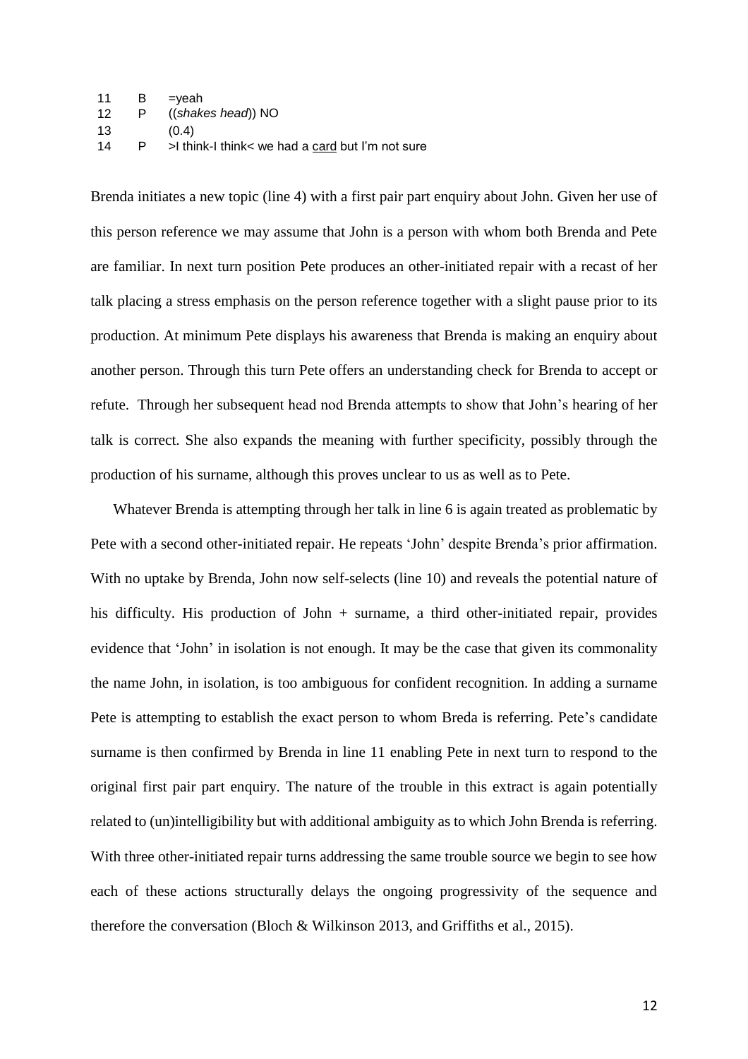```
11    B    =yeah
12    P    ((shakes head)) NO
13         (0.4)
14    P    >I think-I think< we had a card but I'm not sure
```

Brenda initiates a new topic (line 4) with a first pair part enquiry about John. Given her use of this person reference we may assume that John is a person with whom both Brenda and Pete are familiar. In next turn position Pete produces an other-initiated repair with a recast of her talk placing a stress emphasis on the person reference together with a slight pause prior to its production. At minimum Pete displays his awareness that Brenda is making an enquiry about another person. Through this turn Pete offers an understanding check for Brenda to accept or refute. Through her subsequent head nod Brenda attempts to show that John's hearing of her talk is correct. She also expands the meaning with further specificity, possibly through the production of his surname, although this proves unclear to us as well as to Pete.

Whatever Brenda is attempting through her talk in line 6 is again treated as problematic by Pete with a second other-initiated repair. He repeats 'John' despite Brenda's prior affirmation. With no uptake by Brenda, John now self-selects (line 10) and reveals the potential nature of his difficulty. His production of John + surname, a third other-initiated repair, provides evidence that 'John' in isolation is not enough. It may be the case that given its commonality the name John, in isolation, is too ambiguous for confident recognition. In adding a surname Pete is attempting to establish the exact person to whom Breda is referring. Pete's candidate surname is then confirmed by Brenda in line 11 enabling Pete in next turn to respond to the original first pair part enquiry. The nature of the trouble in this extract is again potentially related to (un)intelligibility but with additional ambiguity as to which John Brenda is referring. With three other-initiated repair turns addressing the same trouble source we begin to see how each of these actions structurally delays the ongoing progressivity of the sequence and therefore the conversation (Bloch & Wilkinson 2013, and Griffiths et al., 2015).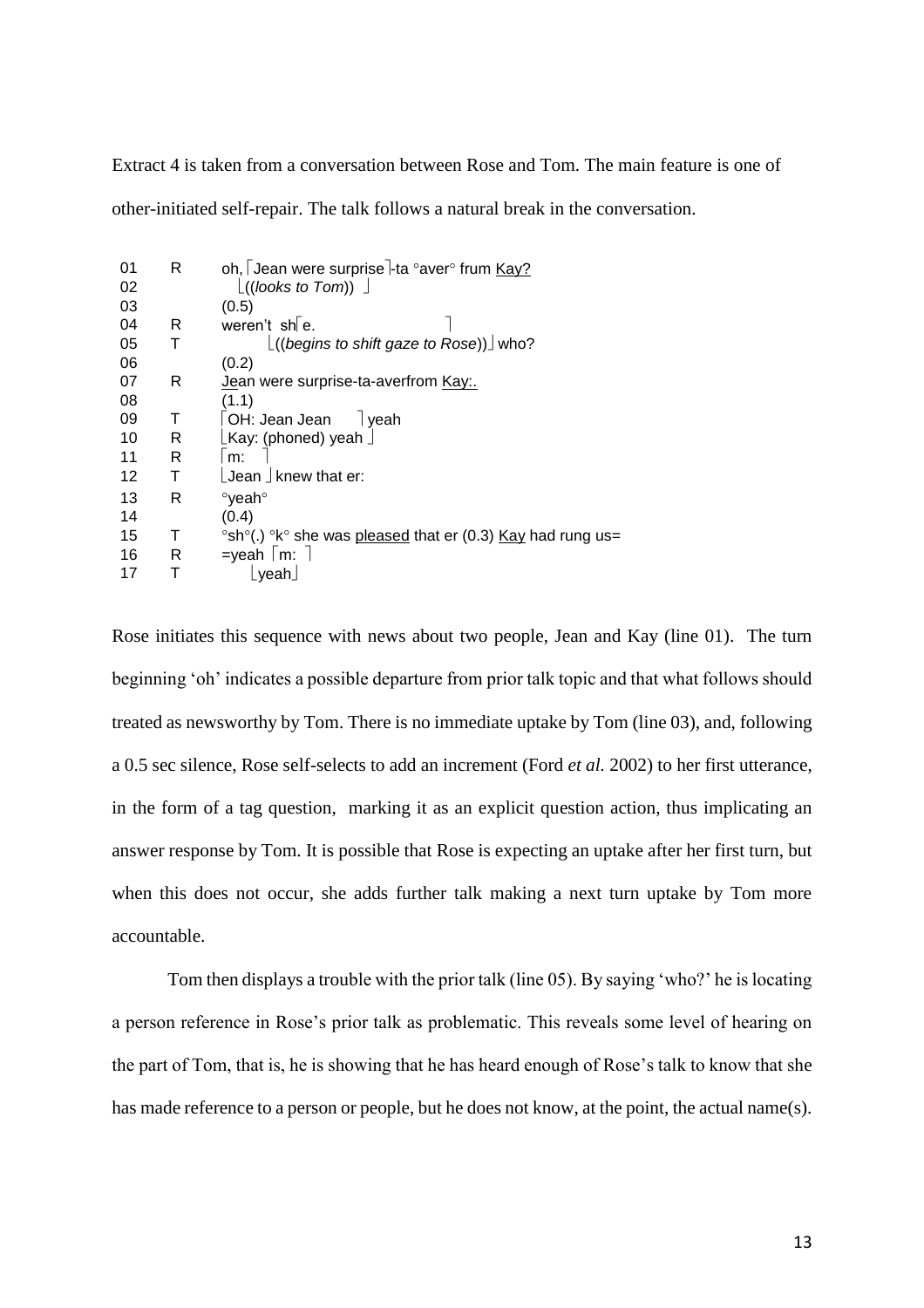Extract 4 is taken from a conversation between Rose and Tom. The main feature is one of other-initiated self-repair. The talk follows a natural break in the conversation.

```
01   R   oh,⌈Jean were surprise⌉-ta °aver° frum Kay?
02          ⌊((looks to Tom))  ⌋
03       (0.5)
04   R   weren't sh⌈e.                          ⌉
05   T            ⌊((begins to shift gaze to Rose))⌋ who?
06       (0.2)
07   R   Jean were surprise-ta-averfrom Kay:.
08       (1.1)
09   T   ⌈OH: Jean Jean    ⌉yeah
10   R   ⌊Kay: (phoned) yeah ⌋
11   R   ⌈m:  ⌉
12   T   ⌊Jean ⌋ knew that er:
13   R   °yeah°
14       (0.4)
15   T   °sh°(.) °k° she was pleased that er (0.3) Kay had rung us=
16   R   =yeah ⌈m: ⌉
17   T         ⌊yeah⌋
```

Rose initiates this sequence with news about two people, Jean and Kay (line 01). The turn beginning 'oh' indicates a possible departure from prior talk topic and that what follows should treated as newsworthy by Tom. There is no immediate uptake by Tom (line 03), and, following a 0.5 sec silence, Rose self-selects to add an increment (Ford *et al.* 2002) to her first utterance, in the form of a tag question, marking it as an explicit question action, thus implicating an answer response by Tom. It is possible that Rose is expecting an uptake after her first turn, but when this does not occur, she adds further talk making a next turn uptake by Tom more accountable.

Tom then displays a trouble with the prior talk (line 05). By saying 'who?' he is locating a person reference in Rose's prior talk as problematic. This reveals some level of hearing on the part of Tom, that is, he is showing that he has heard enough of Rose's talk to know that she has made reference to a person or people, but he does not know, at the point, the actual name(s).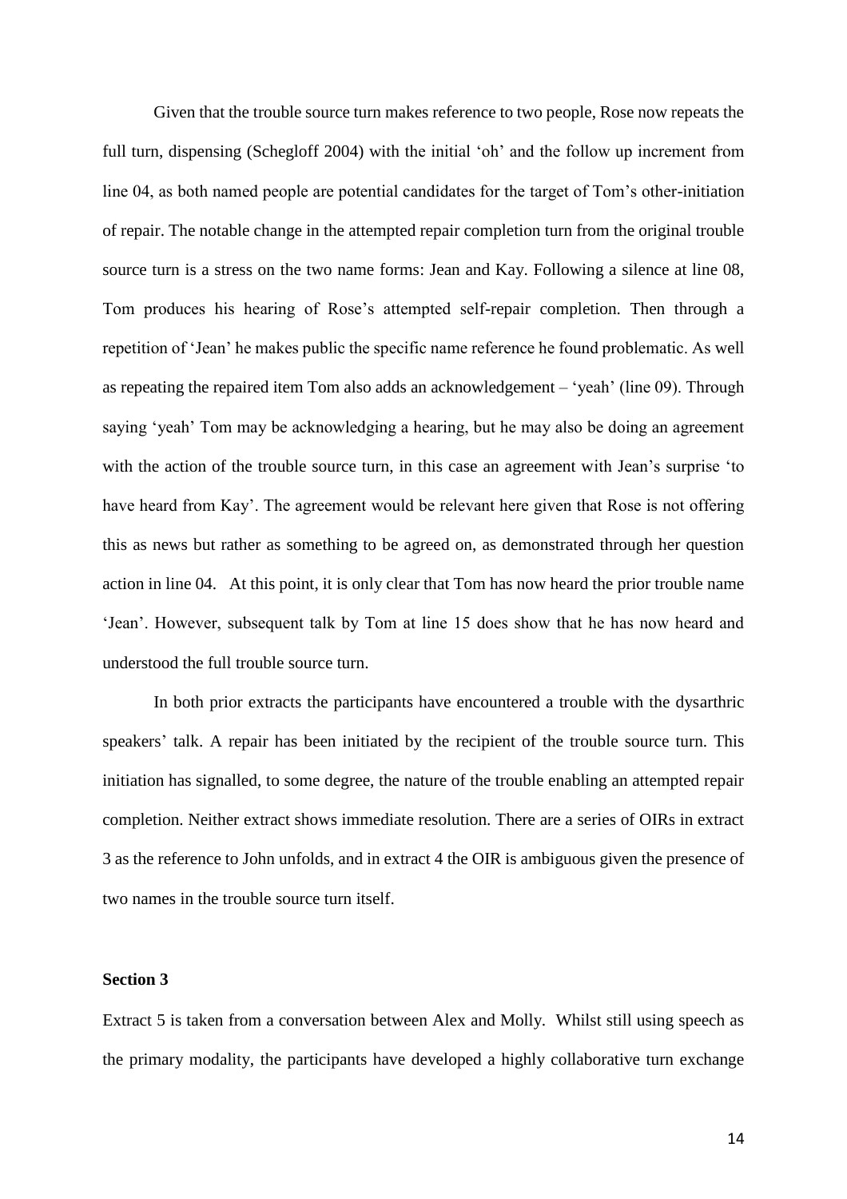Given that the trouble source turn makes reference to two people, Rose now repeats the full turn, dispensing (Schegloff 2004) with the initial 'oh' and the follow up increment from line 04, as both named people are potential candidates for the target of Tom's other-initiation of repair. The notable change in the attempted repair completion turn from the original trouble source turn is a stress on the two name forms: Jean and Kay. Following a silence at line 08, Tom produces his hearing of Rose's attempted self-repair completion. Then through a repetition of 'Jean' he makes public the specific name reference he found problematic. As well as repeating the repaired item Tom also adds an acknowledgement – 'yeah' (line 09). Through saying 'yeah' Tom may be acknowledging a hearing, but he may also be doing an agreement with the action of the trouble source turn, in this case an agreement with Jean's surprise 'to have heard from Kay'. The agreement would be relevant here given that Rose is not offering this as news but rather as something to be agreed on, as demonstrated through her question action in line 04. At this point, it is only clear that Tom has now heard the prior trouble name 'Jean'. However, subsequent talk by Tom at line 15 does show that he has now heard and understood the full trouble source turn.

In both prior extracts the participants have encountered a trouble with the dysarthric speakers' talk. A repair has been initiated by the recipient of the trouble source turn. This initiation has signalled, to some degree, the nature of the trouble enabling an attempted repair completion. Neither extract shows immediate resolution. There are a series of OIRs in extract 3 as the reference to John unfolds, and in extract 4 the OIR is ambiguous given the presence of two names in the trouble source turn itself.

**Section 3**

Extract 5 is taken from a conversation between Alex and Molly. Whilst still using speech as the primary modality, the participants have developed a highly collaborative turn exchange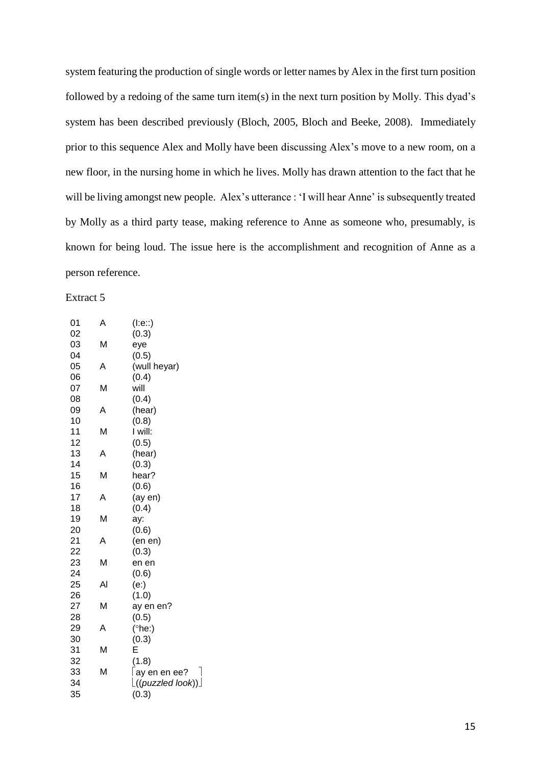system featuring the production of single words or letter names by Alex in the first turn position followed by a redoing of the same turn item(s) in the next turn position by Molly. This dyad's system has been described previously (Bloch, 2005, Bloch and Beeke, 2008). Immediately prior to this sequence Alex and Molly have been discussing Alex's move to a new room, on a new floor, in the nursing home in which he lives. Molly has drawn attention to the fact that he will be living amongst new people. Alex's utterance : 'I will hear Anne' is subsequently treated by Molly as a third party tease, making reference to Anne as someone who, presumably, is known for being loud. The issue here is the accomplishment and recognition of Anne as a person reference.

Extract 5

```
01    A     (I:e::)
02          (0.3)
03    M     eye
04          (0.5)
05    A     (wull heyar)
06          (0.4)
07    M     will
08          (0.4)
09    A     (hear)
10          (0.8)
11    M     I will:
12          (0.5)
13    A     (hear)
14          (0.3)
15    M     hear?
16          (0.6)
17    A     (ay en)
18          (0.4)
19    M     ay:
20          (0.6)
21    A     (en en)
22          (0.3)
23    M     en en
24          (0.6)
25    Al    (e:)
26          (1.0)
27    M     ay en en?
28          (0.5)
29    A     (°he:)
30          (0.3)
31    M     E
32          (1.8)
33    M     ⌈ay en en ee?     ⌉
34          ⌊((puzzled look))⌋
35          (0.3)
```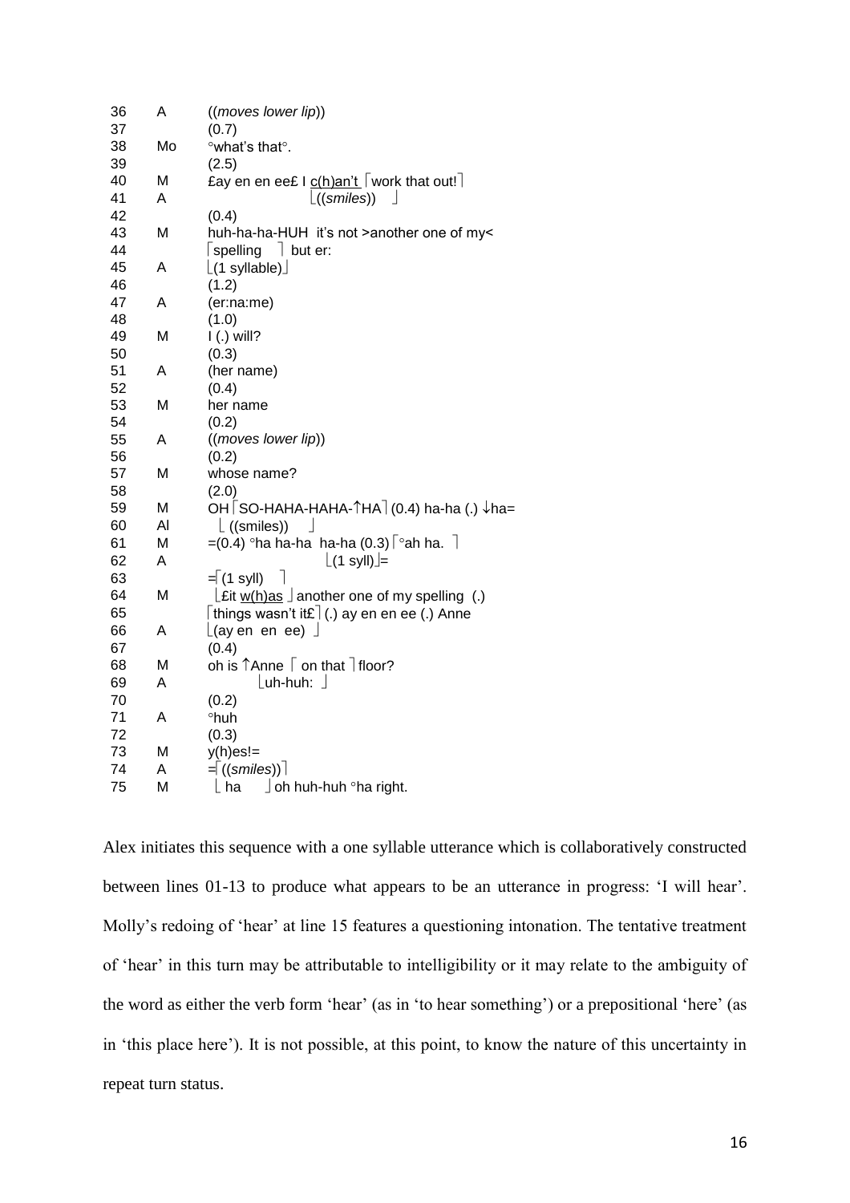```
36   A    ((moves lower lip))
37        (0.7)
38   Mo   °what's that°.
39        (2.5)
40   M    £ay en en ee£ I c(h)an't ⌈work that out!⌉
41   A                              ⌊((smiles))   ⌋
42        (0.4)
43   M    huh-ha-ha-HUH  it's not >another one of my<
44        ⌈spelling   ⌉ but er:
45   A    ⌊(1 syllable)⌋
46        (1.2)
47   A    (er:na:me)
48        (1.0)
49   M    I (.) will?
50        (0.3)
51   A    (her name)
52        (0.4)
53   M    her name
54        (0.2)
55   A    ((moves lower lip))
56        (0.2)
57   M    whose name?
58        (2.0)
59   M    OH⌈SO-HAHA-HAHA-↑HA⌉(0.4) ha-ha (.) ↓ha=
60   Al     ⌊ ((smiles))    ⌋
61   M    =(0.4) °ha ha-ha  ha-ha (0.3)⌈°ah ha.  ⌉
62   A                                 ⌊(1 syll)⌋=
63        =⌈(1 syll)   ⌉
64   M     ⌊£it w(h)as ⌋another one of my spelling  (.)
65        ⌈things wasn't it£⌉(.) ay en en ee (.) Anne
66   A    ⌊(ay en  en  ee)  ⌋
67        (0.4)
68   M    oh is ↑Anne ⌈ on that ⌉floor?
69   A                ⌊uh-huh:  ⌋
70        (0.2)
71   A    °huh
72        (0.3)
73   M    y(h)es!=
74   A    =⌈((smiles))⌉
75   M     ⌊ ha      ⌋oh huh-huh °ha right.
```

Alex initiates this sequence with a one syllable utterance which is collaboratively constructed between lines 01-13 to produce what appears to be an utterance in progress: 'I will hear'. Molly's redoing of 'hear' at line 15 features a questioning intonation. The tentative treatment of 'hear' in this turn may be attributable to intelligibility or it may relate to the ambiguity of the word as either the verb form 'hear' (as in 'to hear something') or a prepositional 'here' (as in 'this place here'). It is not possible, at this point, to know the nature of this uncertainty in repeat turn status.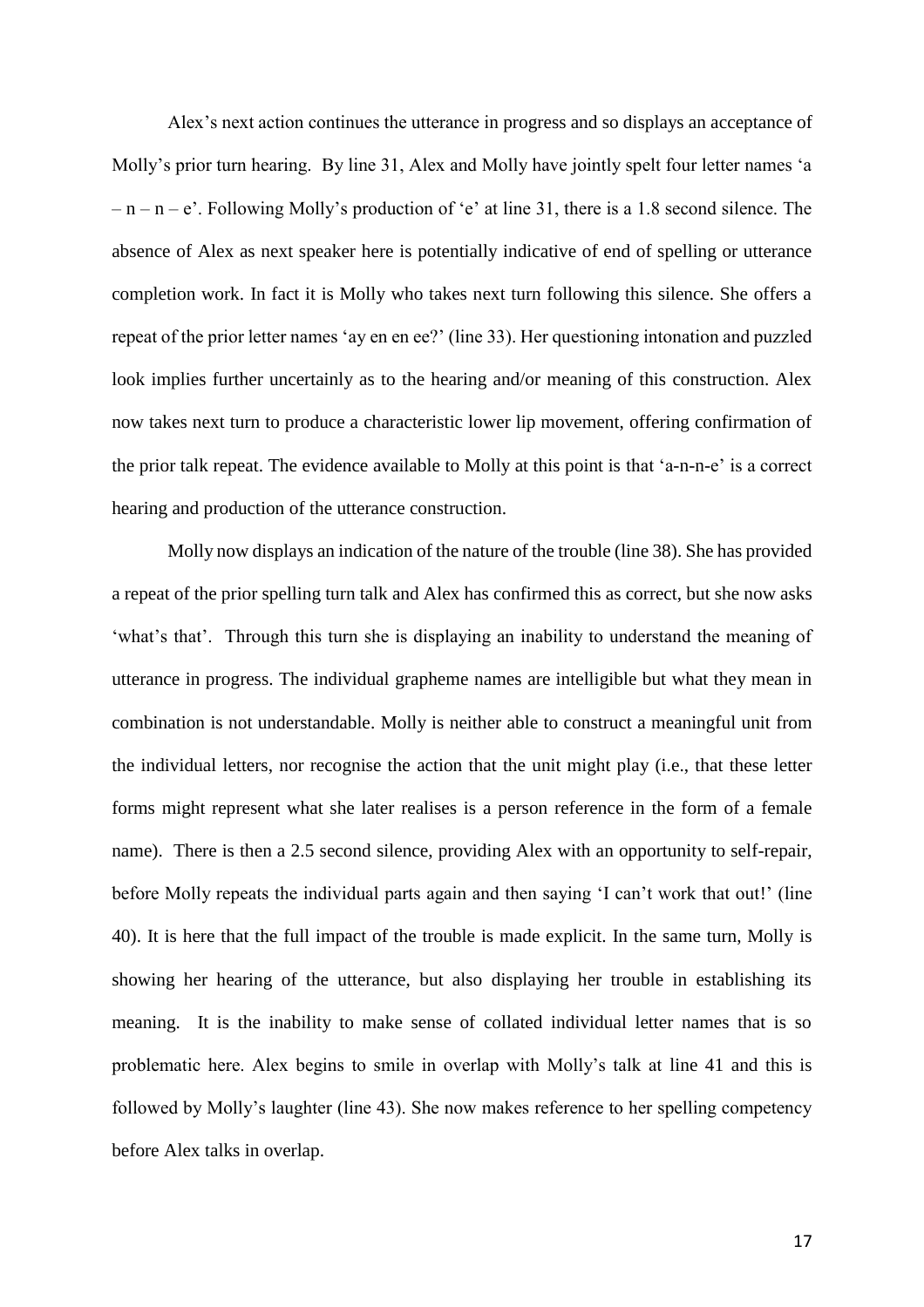Alex's next action continues the utterance in progress and so displays an acceptance of Molly's prior turn hearing. By line 31, Alex and Molly have jointly spelt four letter names 'a – n – n – e'. Following Molly's production of 'e' at line 31, there is a 1.8 second silence. The absence of Alex as next speaker here is potentially indicative of end of spelling or utterance completion work. In fact it is Molly who takes next turn following this silence. She offers a repeat of the prior letter names 'ay en en ee?' (line 33). Her questioning intonation and puzzled look implies further uncertainly as to the hearing and/or meaning of this construction. Alex now takes next turn to produce a characteristic lower lip movement, offering confirmation of the prior talk repeat. The evidence available to Molly at this point is that 'a-n-n-e' is a correct hearing and production of the utterance construction.

Molly now displays an indication of the nature of the trouble (line 38). She has provided a repeat of the prior spelling turn talk and Alex has confirmed this as correct, but she now asks 'what's that'. Through this turn she is displaying an inability to understand the meaning of utterance in progress. The individual grapheme names are intelligible but what they mean in combination is not understandable. Molly is neither able to construct a meaningful unit from the individual letters, nor recognise the action that the unit might play (i.e., that these letter forms might represent what she later realises is a person reference in the form of a female name). There is then a 2.5 second silence, providing Alex with an opportunity to self-repair, before Molly repeats the individual parts again and then saying 'I can't work that out!' (line 40). It is here that the full impact of the trouble is made explicit. In the same turn, Molly is showing her hearing of the utterance, but also displaying her trouble in establishing its meaning. It is the inability to make sense of collated individual letter names that is so problematic here. Alex begins to smile in overlap with Molly's talk at line 41 and this is followed by Molly's laughter (line 43). She now makes reference to her spelling competency before Alex talks in overlap.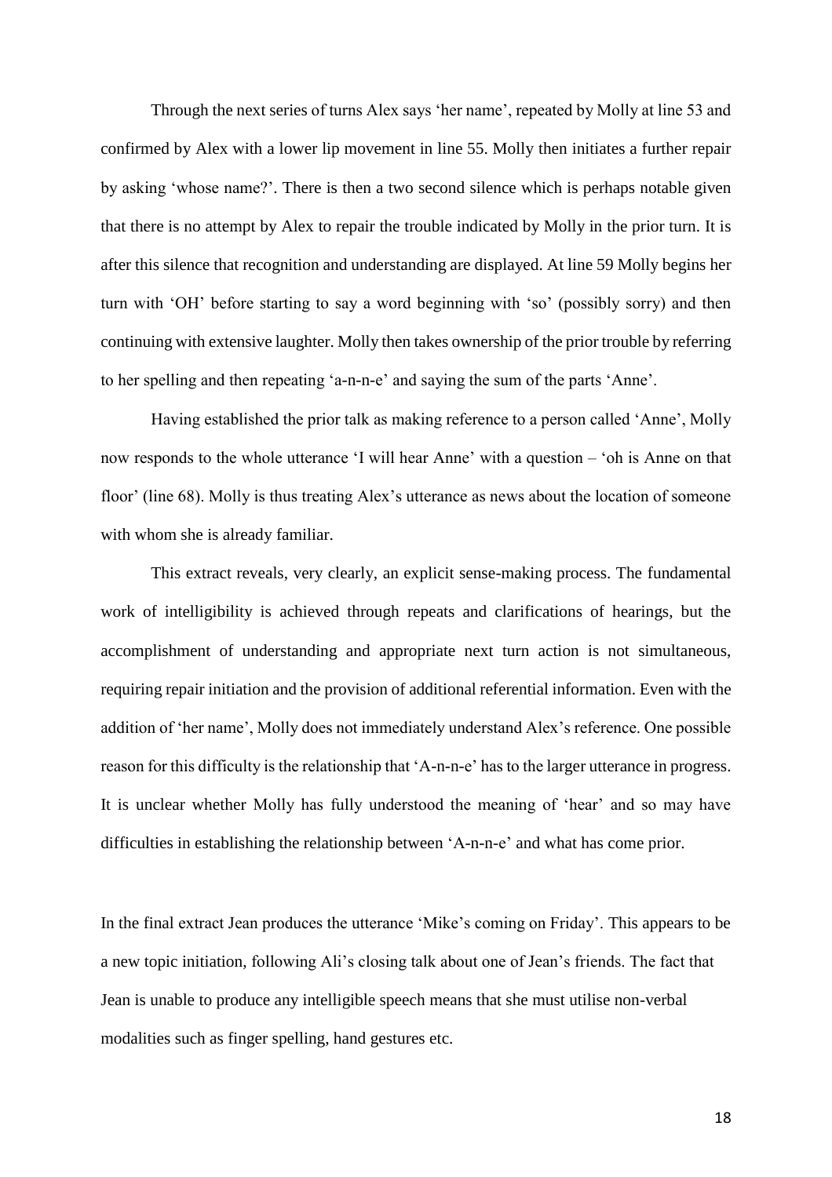Through the next series of turns Alex says 'her name', repeated by Molly at line 53 and confirmed by Alex with a lower lip movement in line 55. Molly then initiates a further repair by asking 'whose name?'. There is then a two second silence which is perhaps notable given that there is no attempt by Alex to repair the trouble indicated by Molly in the prior turn. It is after this silence that recognition and understanding are displayed. At line 59 Molly begins her turn with 'OH' before starting to say a word beginning with 'so' (possibly sorry) and then continuing with extensive laughter. Molly then takes ownership of the prior trouble by referring to her spelling and then repeating 'a-n-n-e' and saying the sum of the parts 'Anne'.

Having established the prior talk as making reference to a person called 'Anne', Molly now responds to the whole utterance 'I will hear Anne' with a question – 'oh is Anne on that floor' (line 68). Molly is thus treating Alex's utterance as news about the location of someone with whom she is already familiar.

This extract reveals, very clearly, an explicit sense-making process. The fundamental work of intelligibility is achieved through repeats and clarifications of hearings, but the accomplishment of understanding and appropriate next turn action is not simultaneous, requiring repair initiation and the provision of additional referential information. Even with the addition of 'her name', Molly does not immediately understand Alex's reference. One possible reason for this difficulty is the relationship that 'A-n-n-e' has to the larger utterance in progress. It is unclear whether Molly has fully understood the meaning of 'hear' and so may have difficulties in establishing the relationship between 'A-n-n-e' and what has come prior.

In the final extract Jean produces the utterance 'Mike's coming on Friday'. This appears to be a new topic initiation, following Ali's closing talk about one of Jean's friends. The fact that Jean is unable to produce any intelligible speech means that she must utilise non-verbal modalities such as finger spelling, hand gestures etc.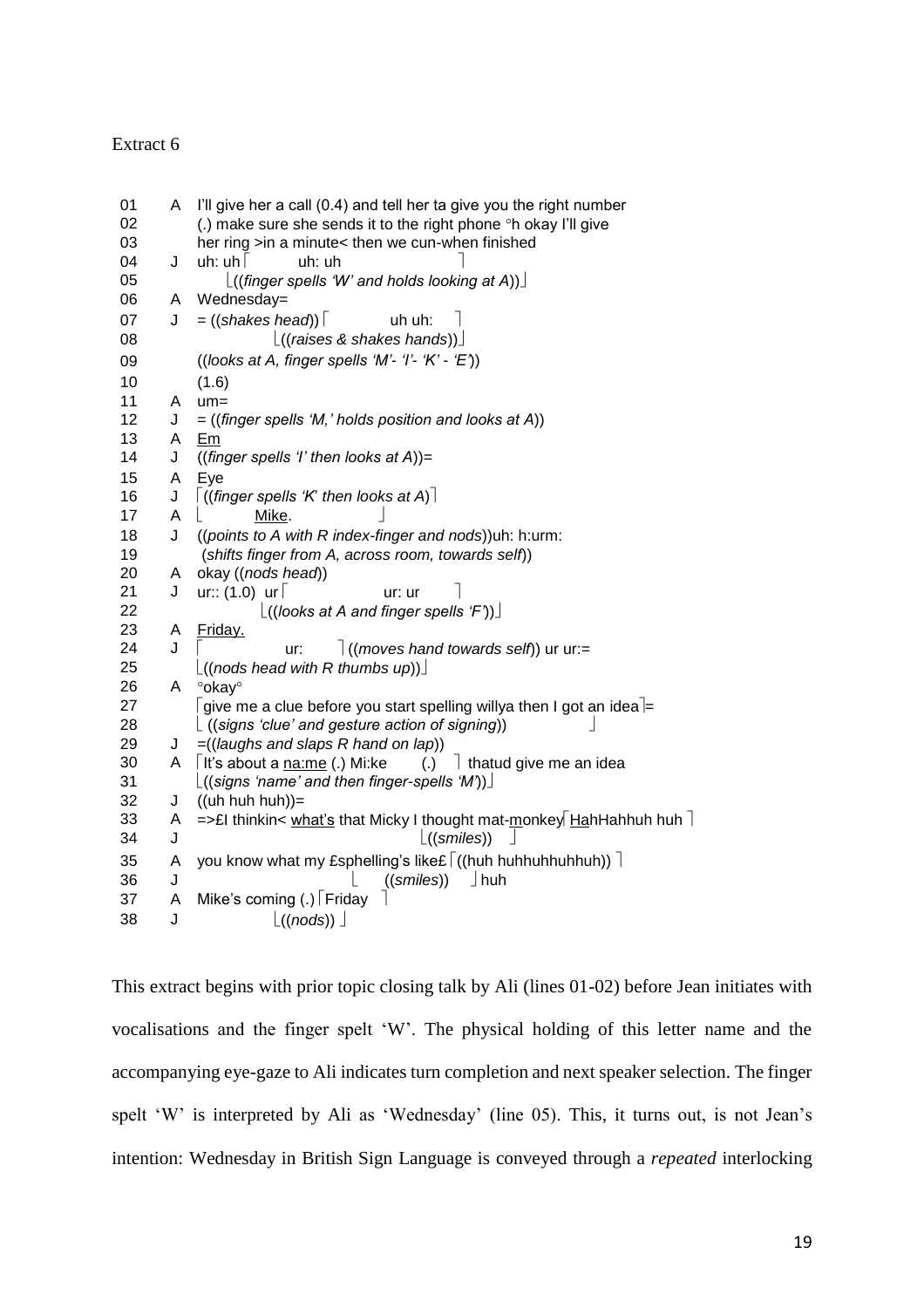Extract 6

```
01   A   I'll give her a call (0.4) and tell her ta give you the right number
02       (.) make sure she sends it to the right phone °h okay I'll give
03       her ring >in a minute< then we cun-when finished
04   J   uh: uh⌈          uh: uh                              ⌉
05             ⌊((finger spells 'W' and holds looking at A))⌋
06   A   Wednesday=
07   J   = ((shakes head))⌈          uh uh:    ⌉
08                        ⌊((raises & shakes hands))⌋
09       ((looks at A, finger spells 'M'- 'I'- 'K' - 'E'))
10       (1.6)
11   A   um=
12   J   = ((finger spells 'M,' holds position and looks at A))
13   A   Em
14   J   ((finger spells 'I' then looks at A))=
15   A   Eye
16   J   ⌈((finger spells 'K' then looks at A)⌉
17   A   ⌊         Mike.                       ⌋
18   J   ((points to A with R index-finger and nods))uh: h:urm:
19        (shifts finger from A, across room, towards self))
20   A   okay ((nods head))
21   J   ur:: (1.0)  ur⌈                ur: ur       ⌉
22                     ⌊((looks at A and finger spells 'F'))⌋
23   A   Friday.
24   J   ⌈              ur:       ⌉((moves hand towards self)) ur ur:=
25       ⌊((nods head with R thumbs up))⌋
26   A   °okay°
27       ⌈give me a clue before you start spelling willya then I got an idea⌉=
28       ⌊ ((signs 'clue' and gesture action of signing))                   ⌋
29   J   =((laughs and slaps R hand on lap))
30   A   ⌈It's about a na:me (.) Mi:ke      (.)   ⌉ thatud give me an idea
31       ⌊((signs 'name' and then finger-spells 'M'))⌋
32   J   ((uh huh huh))=
33   A   =>£I thinkin< what's that Micky I thought mat-monkey⌈HahHahhuh huh ⌉
34   J                                                        ⌊((smiles))    ⌋
35   A   you know what my £sphelling's like£⌈((huh huhhuhhuhhuh)) ⌉
36   J                                      ⌊     ((smiles))      ⌋huh
37   A   Mike's coming (.)⌈Friday    ⌉
38   J                    ⌊((nods))  ⌋
```

This extract begins with prior topic closing talk by Ali (lines 01-02) before Jean initiates with vocalisations and the finger spelt 'W'. The physical holding of this letter name and the accompanying eye-gaze to Ali indicates turn completion and next speaker selection. The finger spelt 'W' is interpreted by Ali as 'Wednesday' (line 05). This, it turns out, is not Jean's intention: Wednesday in British Sign Language is conveyed through a *repeated* interlocking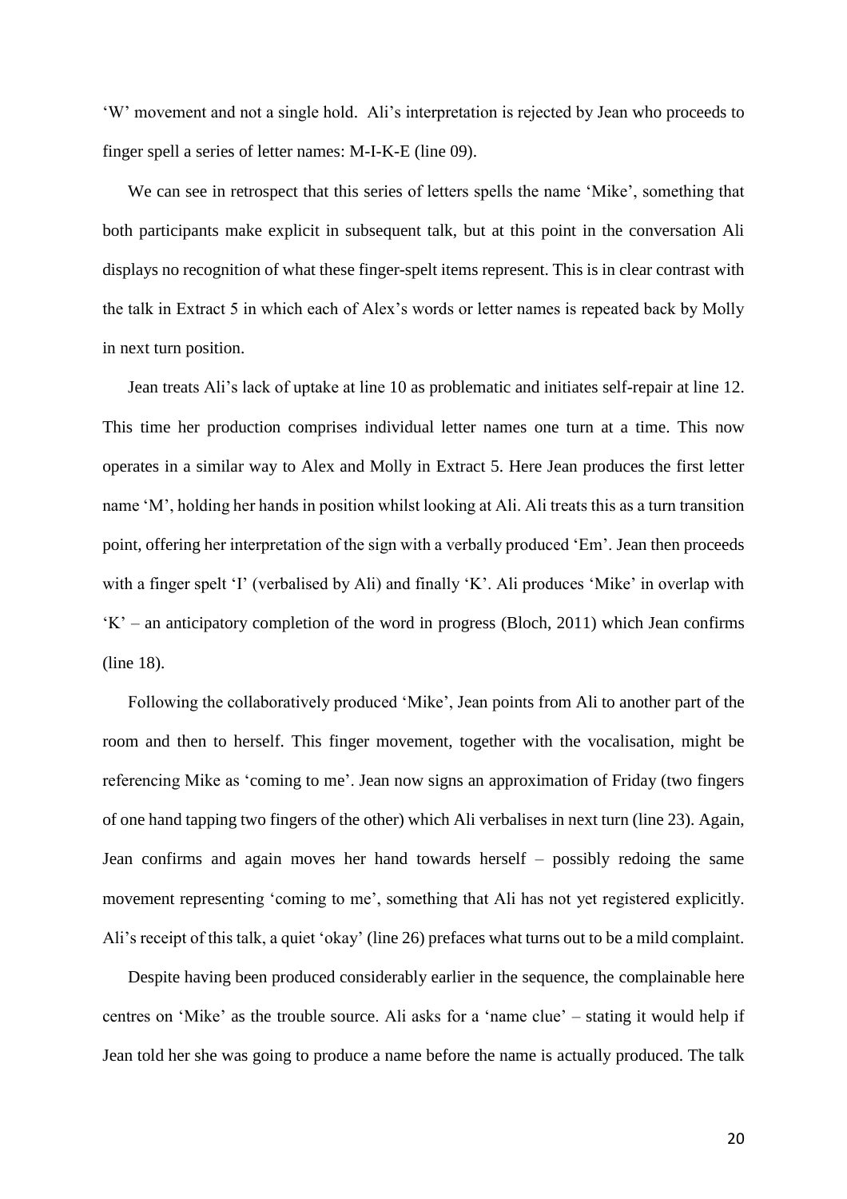'W' movement and not a single hold. Ali's interpretation is rejected by Jean who proceeds to finger spell a series of letter names: M-I-K-E (line 09).

We can see in retrospect that this series of letters spells the name 'Mike', something that both participants make explicit in subsequent talk, but at this point in the conversation Ali displays no recognition of what these finger-spelt items represent. This is in clear contrast with the talk in Extract 5 in which each of Alex's words or letter names is repeated back by Molly in next turn position.

Jean treats Ali's lack of uptake at line 10 as problematic and initiates self-repair at line 12. This time her production comprises individual letter names one turn at a time. This now operates in a similar way to Alex and Molly in Extract 5. Here Jean produces the first letter name 'M', holding her hands in position whilst looking at Ali. Ali treats this as a turn transition point, offering her interpretation of the sign with a verbally produced 'Em'. Jean then proceeds with a finger spelt 'I' (verbalised by Ali) and finally 'K'. Ali produces 'Mike' in overlap with 'K' – an anticipatory completion of the word in progress (Bloch, 2011) which Jean confirms (line 18).

Following the collaboratively produced 'Mike', Jean points from Ali to another part of the room and then to herself. This finger movement, together with the vocalisation, might be referencing Mike as 'coming to me'. Jean now signs an approximation of Friday (two fingers of one hand tapping two fingers of the other) which Ali verbalises in next turn (line 23). Again, Jean confirms and again moves her hand towards herself – possibly redoing the same movement representing 'coming to me', something that Ali has not yet registered explicitly. Ali's receipt of this talk, a quiet 'okay' (line 26) prefaces what turns out to be a mild complaint.

Despite having been produced considerably earlier in the sequence, the complainable here centres on 'Mike' as the trouble source. Ali asks for a 'name clue' – stating it would help if Jean told her she was going to produce a name before the name is actually produced. The talk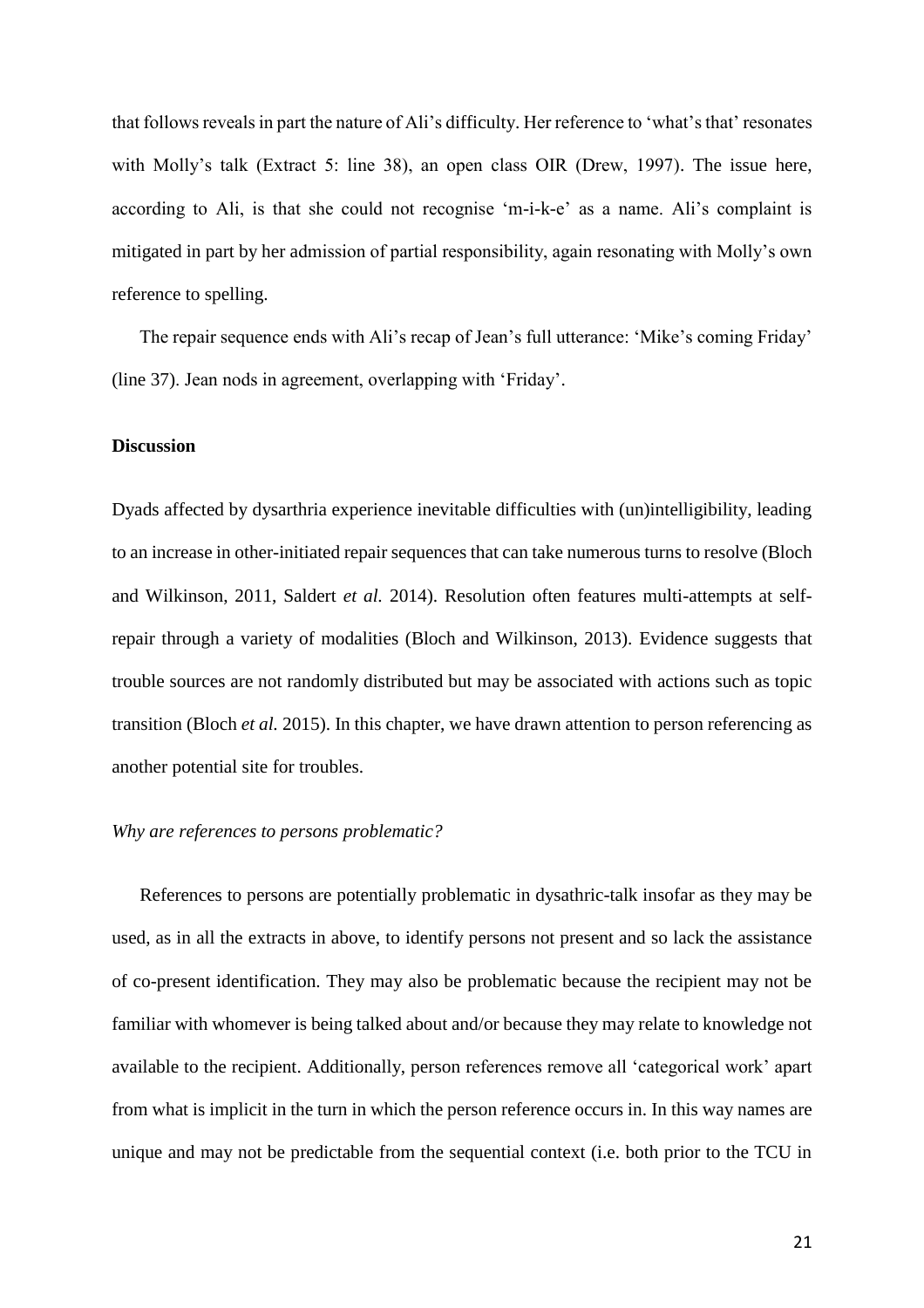that follows reveals in part the nature of Ali's difficulty. Her reference to 'what's that' resonates with Molly's talk (Extract 5: line 38), an open class OIR (Drew, 1997). The issue here, according to Ali, is that she could not recognise 'm-i-k-e' as a name. Ali's complaint is mitigated in part by her admission of partial responsibility, again resonating with Molly's own reference to spelling.

The repair sequence ends with Ali's recap of Jean's full utterance: 'Mike's coming Friday' (line 37). Jean nods in agreement, overlapping with 'Friday'.

## Discussion

Dyads affected by dysarthria experience inevitable difficulties with (un)intelligibility, leading to an increase in other-initiated repair sequences that can take numerous turns to resolve (Bloch and Wilkinson, 2011, Saldert *et al.* 2014). Resolution often features multi-attempts at self-repair through a variety of modalities (Bloch and Wilkinson, 2013). Evidence suggests that trouble sources are not randomly distributed but may be associated with actions such as topic transition (Bloch *et al.* 2015). In this chapter, we have drawn attention to person referencing as another potential site for troubles.

### *Why are references to persons problematic?*

References to persons are potentially problematic in dysathric-talk insofar as they may be used, as in all the extracts in above, to identify persons not present and so lack the assistance of co-present identification. They may also be problematic because the recipient may not be familiar with whomever is being talked about and/or because they may relate to knowledge not available to the recipient. Additionally, person references remove all 'categorical work' apart from what is implicit in the turn in which the person reference occurs in. In this way names are unique and may not be predictable from the sequential context (i.e. both prior to the TCU in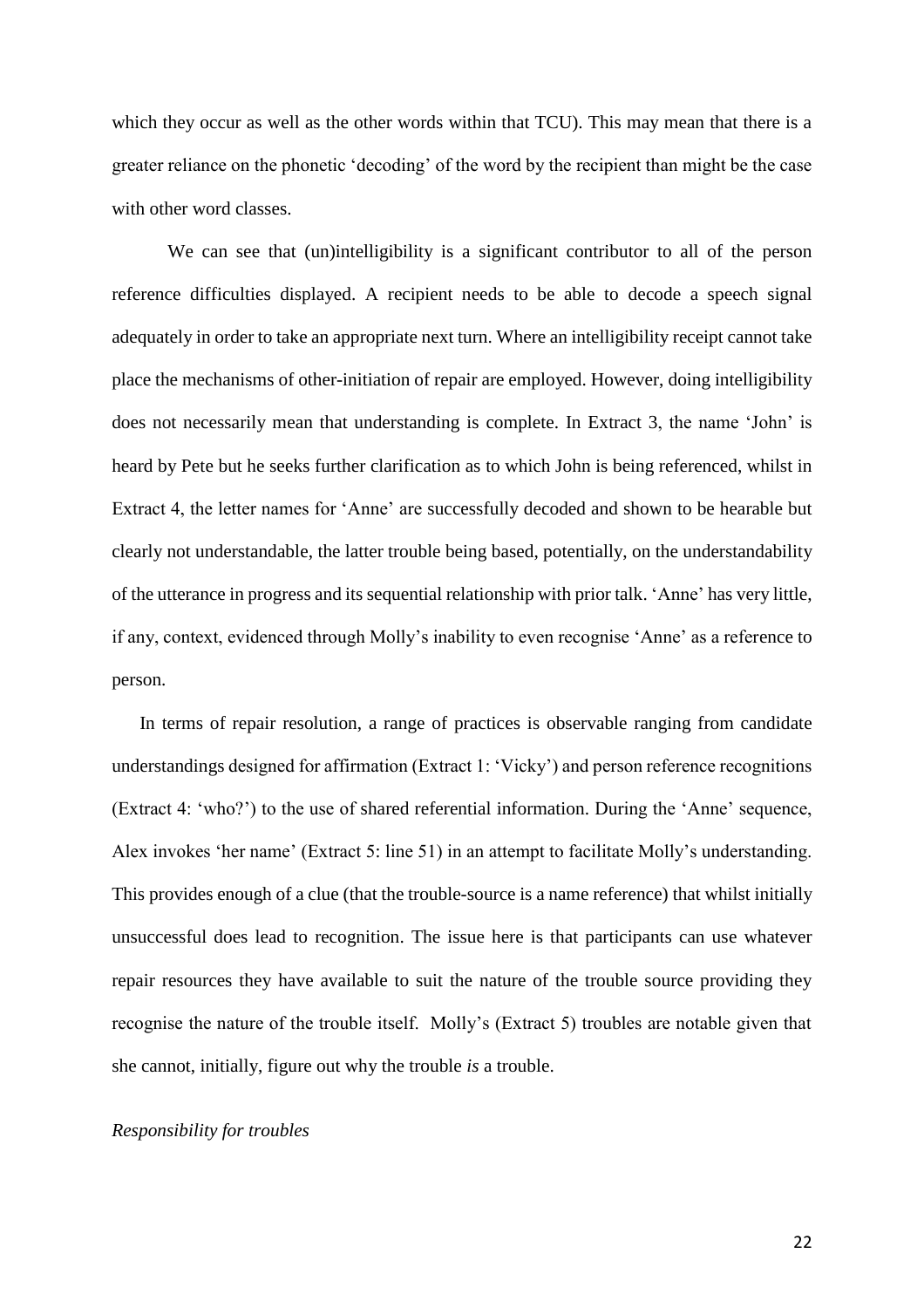which they occur as well as the other words within that TCU). This may mean that there is a greater reliance on the phonetic 'decoding' of the word by the recipient than might be the case with other word classes.

We can see that (un)intelligibility is a significant contributor to all of the person reference difficulties displayed. A recipient needs to be able to decode a speech signal adequately in order to take an appropriate next turn. Where an intelligibility receipt cannot take place the mechanisms of other-initiation of repair are employed. However, doing intelligibility does not necessarily mean that understanding is complete. In Extract 3, the name 'John' is heard by Pete but he seeks further clarification as to which John is being referenced, whilst in Extract 4, the letter names for 'Anne' are successfully decoded and shown to be hearable but clearly not understandable, the latter trouble being based, potentially, on the understandability of the utterance in progress and its sequential relationship with prior talk. 'Anne' has very little, if any, context, evidenced through Molly's inability to even recognise 'Anne' as a reference to person.

In terms of repair resolution, a range of practices is observable ranging from candidate understandings designed for affirmation (Extract 1: 'Vicky') and person reference recognitions (Extract 4: 'who?') to the use of shared referential information. During the 'Anne' sequence, Alex invokes 'her name' (Extract 5: line 51) in an attempt to facilitate Molly's understanding. This provides enough of a clue (that the trouble-source is a name reference) that whilst initially unsuccessful does lead to recognition. The issue here is that participants can use whatever repair resources they have available to suit the nature of the trouble source providing they recognise the nature of the trouble itself. Molly's (Extract 5) troubles are notable given that she cannot, initially, figure out why the trouble *is* a trouble.

*Responsibility for troubles*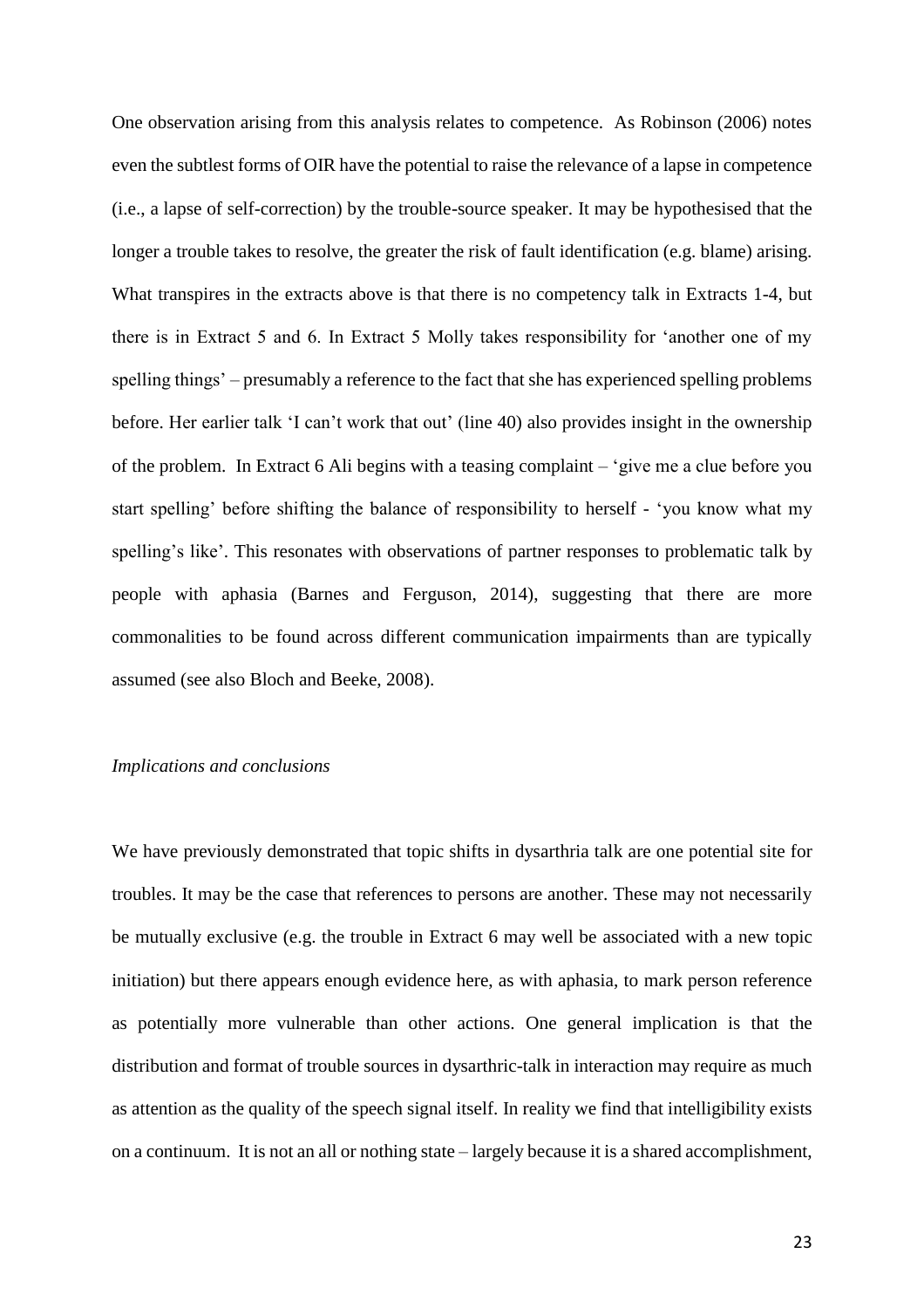One observation arising from this analysis relates to competence. As Robinson (2006) notes even the subtlest forms of OIR have the potential to raise the relevance of a lapse in competence (i.e., a lapse of self-correction) by the trouble-source speaker. It may be hypothesised that the longer a trouble takes to resolve, the greater the risk of fault identification (e.g. blame) arising. What transpires in the extracts above is that there is no competency talk in Extracts 1-4, but there is in Extract 5 and 6. In Extract 5 Molly takes responsibility for 'another one of my spelling things' – presumably a reference to the fact that she has experienced spelling problems before. Her earlier talk 'I can't work that out' (line 40) also provides insight in the ownership of the problem. In Extract 6 Ali begins with a teasing complaint – 'give me a clue before you start spelling' before shifting the balance of responsibility to herself - 'you know what my spelling's like'. This resonates with observations of partner responses to problematic talk by people with aphasia (Barnes and Ferguson, 2014), suggesting that there are more commonalities to be found across different communication impairments than are typically assumed (see also Bloch and Beeke, 2008).

*Implications and conclusions*

We have previously demonstrated that topic shifts in dysarthria talk are one potential site for troubles. It may be the case that references to persons are another. These may not necessarily be mutually exclusive (e.g. the trouble in Extract 6 may well be associated with a new topic initiation) but there appears enough evidence here, as with aphasia, to mark person reference as potentially more vulnerable than other actions. One general implication is that the distribution and format of trouble sources in dysarthric-talk in interaction may require as much as attention as the quality of the speech signal itself. In reality we find that intelligibility exists on a continuum. It is not an all or nothing state – largely because it is a shared accomplishment,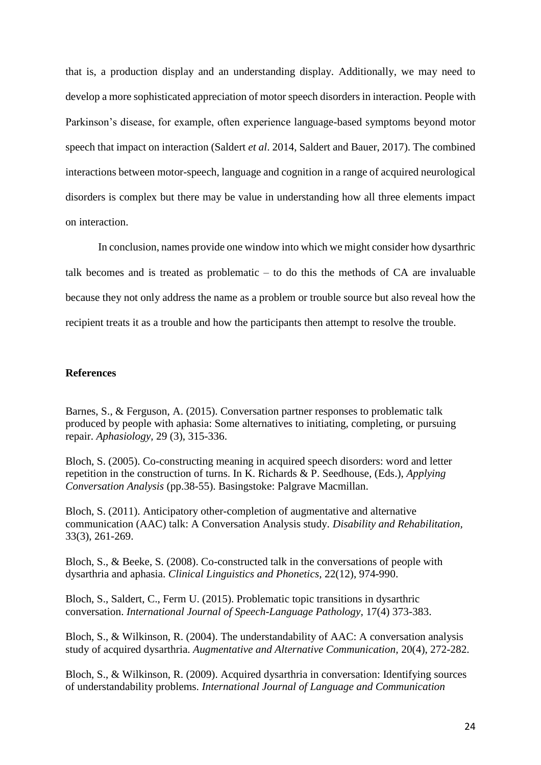that is, a production display and an understanding display. Additionally, we may need to develop a more sophisticated appreciation of motor speech disorders in interaction. People with Parkinson's disease, for example, often experience language-based symptoms beyond motor speech that impact on interaction (Saldert *et al*. 2014, Saldert and Bauer, 2017). The combined interactions between motor-speech, language and cognition in a range of acquired neurological disorders is complex but there may be value in understanding how all three elements impact on interaction.

In conclusion, names provide one window into which we might consider how dysarthric talk becomes and is treated as problematic – to do this the methods of CA are invaluable because they not only address the name as a problem or trouble source but also reveal how the recipient treats it as a trouble and how the participants then attempt to resolve the trouble.

## References

Barnes, S., & Ferguson, A. (2015). Conversation partner responses to problematic talk produced by people with aphasia: Some alternatives to initiating, completing, or pursuing repair. *Aphasiology,* 29 (3), 315-336.

Bloch, S. (2005). Co-constructing meaning in acquired speech disorders: word and letter repetition in the construction of turns. In K. Richards & P. Seedhouse, (Eds.), *Applying Conversation Analysis* (pp.38-55). Basingstoke: Palgrave Macmillan.

Bloch, S. (2011). Anticipatory other-completion of augmentative and alternative communication (AAC) talk: A Conversation Analysis study. *Disability and Rehabilitation,* 33(3), 261-269.

Bloch, S., & Beeke, S. (2008). Co-constructed talk in the conversations of people with dysarthria and aphasia. *Clinical Linguistics and Phonetics,* 22(12), 974-990.

Bloch, S., Saldert, C., Ferm U. (2015). Problematic topic transitions in dysarthric conversation. *International Journal of Speech-Language Pathology,* 17(4) 373-383.

Bloch, S., & Wilkinson, R. (2004). The understandability of AAC: A conversation analysis study of acquired dysarthria. *Augmentative and Alternative Communication,* 20(4), 272-282.

Bloch, S., & Wilkinson, R. (2009). Acquired dysarthria in conversation: Identifying sources of understandability problems. *International Journal of Language and Communication*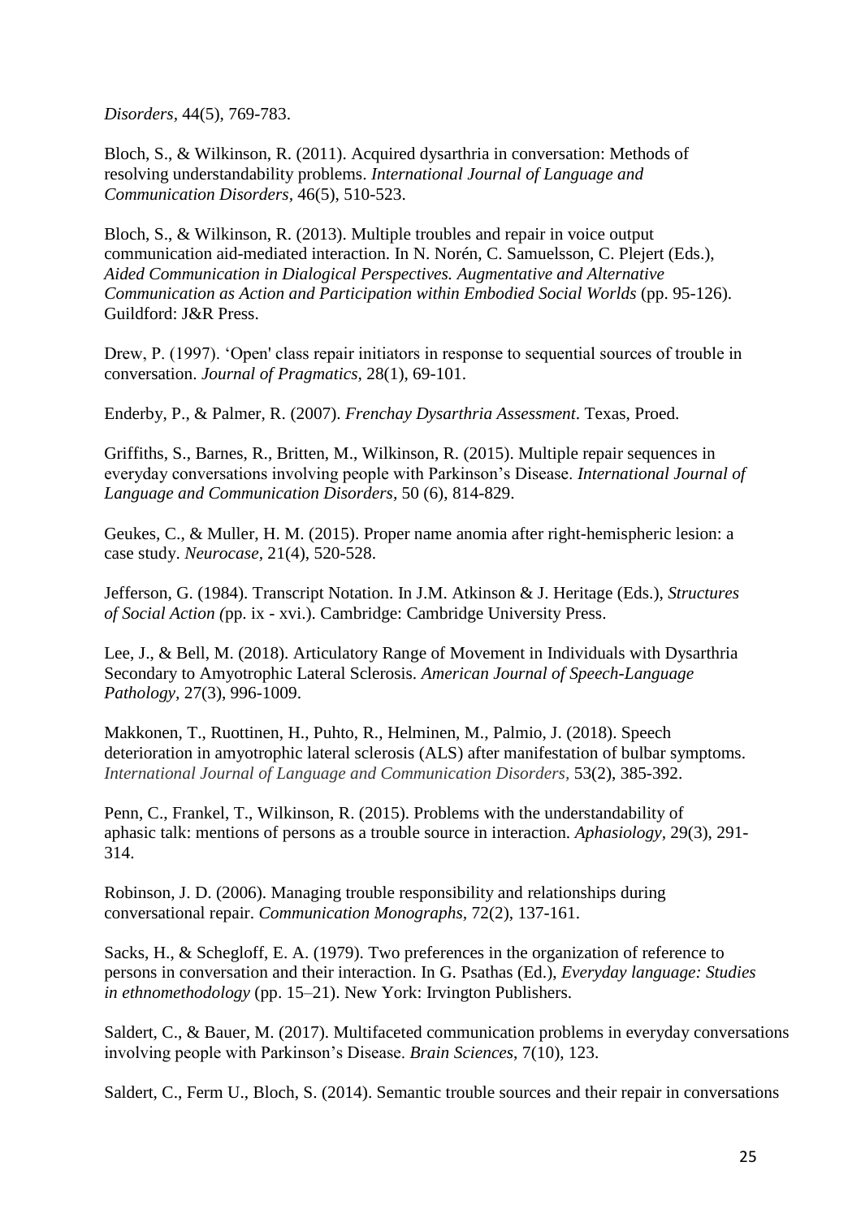*Disorders*, 44(5), 769-783.

Bloch, S., & Wilkinson, R. (2011). Acquired dysarthria in conversation: Methods of resolving understandability problems. *International Journal of Language and Communication Disorders*, 46(5), 510-523.

Bloch, S., & Wilkinson, R. (2013). Multiple troubles and repair in voice output communication aid-mediated interaction. In N. Norén, C. Samuelsson, C. Plejert (Eds.), *Aided Communication in Dialogical Perspectives. Augmentative and Alternative Communication as Action and Participation within Embodied Social Worlds* (pp. 95-126). Guildford: J&R Press.

Drew, P. (1997). 'Open' class repair initiators in response to sequential sources of trouble in conversation. *Journal of Pragmatics*, 28(1), 69-101.

Enderby, P., & Palmer, R. (2007). *Frenchay Dysarthria Assessment*. Texas, Proed.

Griffiths, S., Barnes, R., Britten, M., Wilkinson, R. (2015). Multiple repair sequences in everyday conversations involving people with Parkinson's Disease. *International Journal of Language and Communication Disorders*, 50 (6), 814-829.

Geukes, C., & Muller, H. M. (2015). Proper name anomia after right-hemispheric lesion: a case study. *Neurocase*, 21(4), 520-528.

Jefferson, G. (1984). Transcript Notation. In J.M. Atkinson & J. Heritage (Eds.), *Structures of Social Action (*pp. ix - xvi.). Cambridge: Cambridge University Press.

Lee, J., & Bell, M. (2018). Articulatory Range of Movement in Individuals with Dysarthria Secondary to Amyotrophic Lateral Sclerosis. *American Journal of Speech-Language Pathology*, 27(3), 996-1009.

Makkonen, T., Ruottinen, H., Puhto, R., Helminen, M., Palmio, J. (2018). Speech deterioration in amyotrophic lateral sclerosis (ALS) after manifestation of bulbar symptoms. *International Journal of Language and Communication Disorders*, 53(2), 385-392.

Penn, C., Frankel, T., Wilkinson, R. (2015). Problems with the understandability of aphasic talk: mentions of persons as a trouble source in interaction. *Aphasiology*, 29(3), 291-314.

Robinson, J. D. (2006). Managing trouble responsibility and relationships during conversational repair. *Communication Monographs*, 72(2), 137-161.

Sacks, H., & Schegloff, E. A. (1979). Two preferences in the organization of reference to persons in conversation and their interaction. In G. Psathas (Ed.), *Everyday language: Studies in ethnomethodology* (pp. 15–21). New York: Irvington Publishers.

Saldert, C., & Bauer, M. (2017). Multifaceted communication problems in everyday conversations involving people with Parkinson's Disease. *Brain Sciences*, 7(10), 123.

Saldert, C., Ferm U., Bloch, S. (2014). Semantic trouble sources and their repair in conversations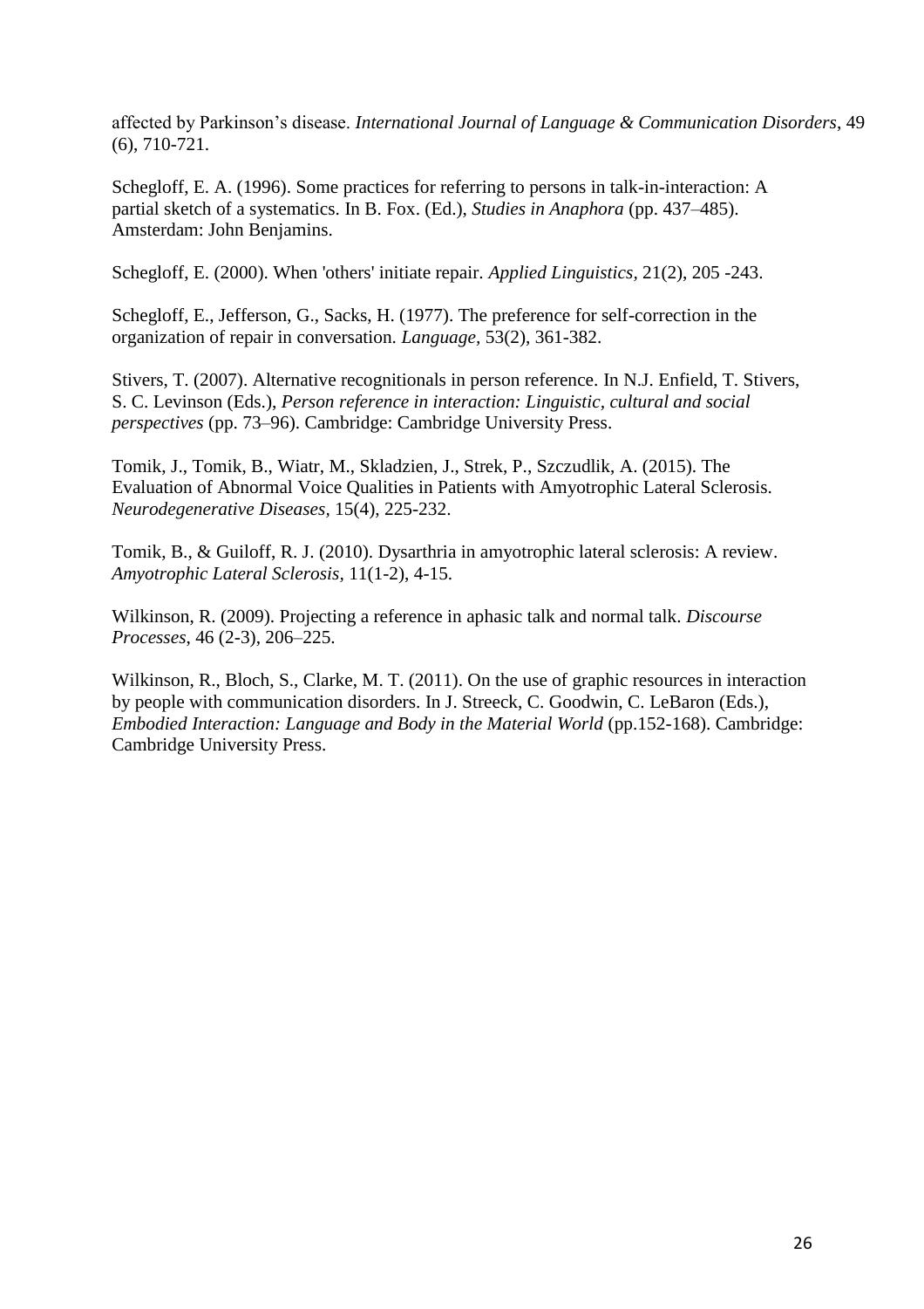affected by Parkinson's disease. *International Journal of Language & Communication Disorders*, 49 (6), 710-721.

Schegloff, E. A. (1996). Some practices for referring to persons in talk-in-interaction: A partial sketch of a systematics. In B. Fox. (Ed.), *Studies in Anaphora* (pp. 437–485). Amsterdam: John Benjamins.

Schegloff, E. (2000). When 'others' initiate repair. *Applied Linguistics,* 21(2), 205 -243.

Schegloff, E., Jefferson, G., Sacks, H. (1977). The preference for self-correction in the organization of repair in conversation. *Language,* 53(2), 361-382.

Stivers, T. (2007). Alternative recognitionals in person reference. In N.J. Enfield, T. Stivers, S. C. Levinson (Eds.), *Person reference in interaction: Linguistic, cultural and social perspectives* (pp. 73–96). Cambridge: Cambridge University Press.

Tomik, J., Tomik, B., Wiatr, M., Skladzien, J., Strek, P., Szczudlik, A. (2015). The Evaluation of Abnormal Voice Qualities in Patients with Amyotrophic Lateral Sclerosis. *Neurodegenerative Diseases,* 15(4), 225-232.

Tomik, B., & Guiloff, R. J. (2010). Dysarthria in amyotrophic lateral sclerosis: A review. *Amyotrophic Lateral Sclerosis,* 11(1-2), 4-15.

Wilkinson, R. (2009). Projecting a reference in aphasic talk and normal talk. *Discourse Processes*, 46 (2-3), 206–225.

Wilkinson, R., Bloch, S., Clarke, M. T. (2011). On the use of graphic resources in interaction by people with communication disorders. In J. Streeck, C. Goodwin, C. LeBaron (Eds.), *Embodied Interaction: Language and Body in the Material World* (pp.152-168). Cambridge: Cambridge University Press.